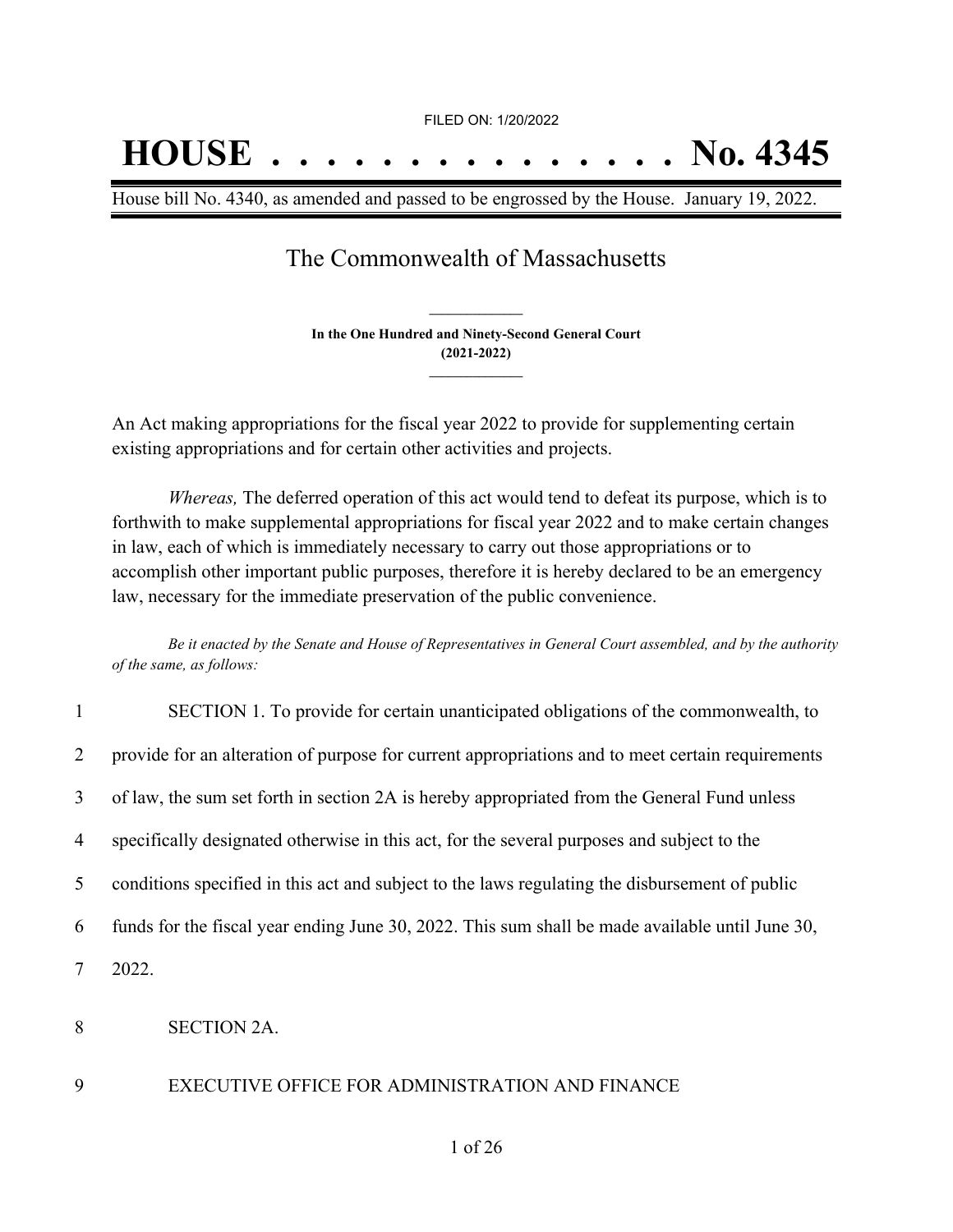FILED ON: 1/20/2022

# HOUSE . . . . . . . . . . . . . . . No. 4345

House bill No. 4340, as amended and passed to be engrossed by the House. January 19, 2022.

## The Commonwealth of Massachusetts

**In the One Hundred and Ninety-Second General Court**
**(2021-2022)**

An Act making appropriations for the fiscal year 2022 to provide for supplementing certain existing appropriations and for certain other activities and projects.

*Whereas,* The deferred operation of this act would tend to defeat its purpose, which is to forthwith to make supplemental appropriations for fiscal year 2022 and to make certain changes in law, each of which is immediately necessary to carry out those appropriations or to accomplish other important public purposes, therefore it is hereby declared to be an emergency law, necessary for the immediate preservation of the public convenience.

*Be it enacted by the Senate and House of Representatives in General Court assembled, and by the authority of the same, as follows:*

1 SECTION 1. To provide for certain unanticipated obligations of the commonwealth, to
2 provide for an alteration of purpose for current appropriations and to meet certain requirements
3 of law, the sum set forth in section 2A is hereby appropriated from the General Fund unless
4 specifically designated otherwise in this act, for the several purposes and subject to the
5 conditions specified in this act and subject to the laws regulating the disbursement of public
6 funds for the fiscal year ending June 30, 2022. This sum shall be made available until June 30,
7 2022.

8 SECTION 2A.

9 EXECUTIVE OFFICE FOR ADMINISTRATION AND FINANCE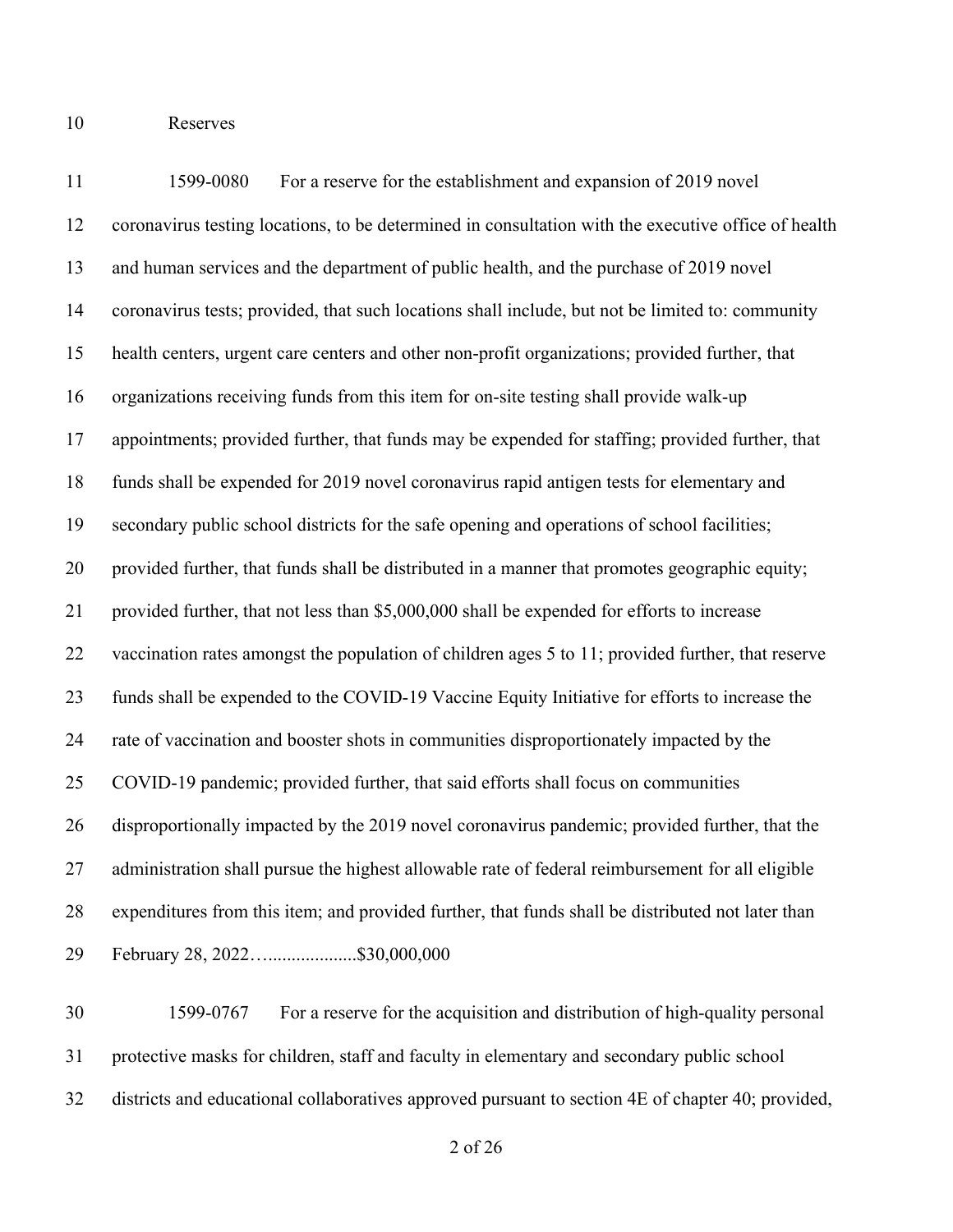Reserves

1599-0080 For a reserve for the establishment and expansion of 2019 novel coronavirus testing locations, to be determined in consultation with the executive office of health and human services and the department of public health, and the purchase of 2019 novel coronavirus tests; provided, that such locations shall include, but not be limited to: community health centers, urgent care centers and other non-profit organizations; provided further, that organizations receiving funds from this item for on-site testing shall provide walk-up appointments; provided further, that funds may be expended for staffing; provided further, that funds shall be expended for 2019 novel coronavirus rapid antigen tests for elementary and secondary public school districts for the safe opening and operations of school facilities; provided further, that funds shall be distributed in a manner that promotes geographic equity; provided further, that not less than $5,000,000 shall be expended for efforts to increase vaccination rates amongst the population of children ages 5 to 11; provided further, that reserve funds shall be expended to the COVID-19 Vaccine Equity Initiative for efforts to increase the rate of vaccination and booster shots in communities disproportionately impacted by the COVID-19 pandemic; provided further, that said efforts shall focus on communities disproportionally impacted by the 2019 novel coronavirus pandemic; provided further, that the administration shall pursue the highest allowable rate of federal reimbursement for all eligible expenditures from this item; and provided further, that funds shall be distributed not later than February 28, 2022…...................$30,000,000

1599-0767 For a reserve for the acquisition and distribution of high-quality personal protective masks for children, staff and faculty in elementary and secondary public school districts and educational collaboratives approved pursuant to section 4E of chapter 40; provided,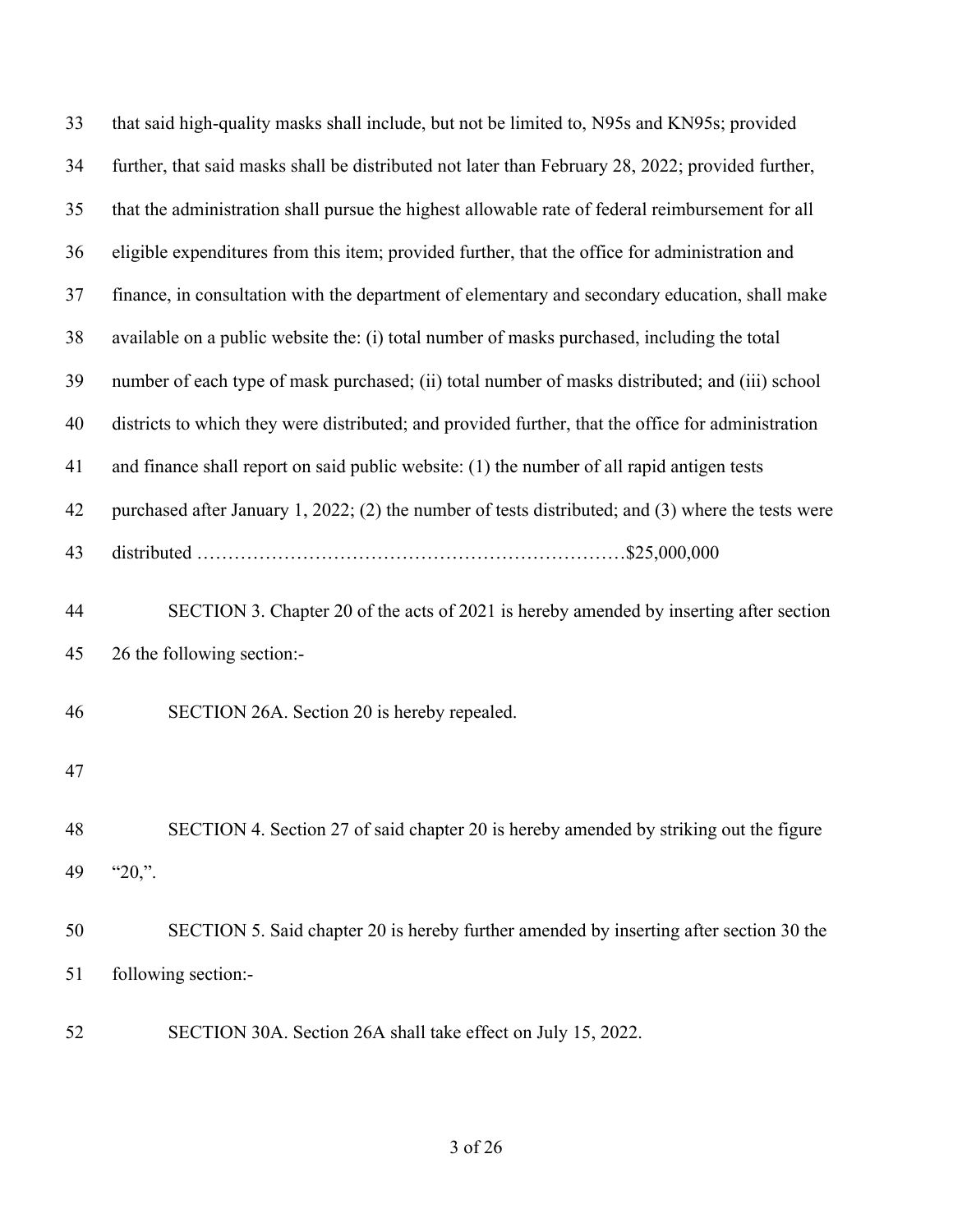that said high-quality masks shall include, but not be limited to, N95s and KN95s; provided further, that said masks shall be distributed not later than February 28, 2022; provided further, that the administration shall pursue the highest allowable rate of federal reimbursement for all eligible expenditures from this item; provided further, that the office for administration and finance, in consultation with the department of elementary and secondary education, shall make available on a public website the: (i) total number of masks purchased, including the total number of each type of mask purchased; (ii) total number of masks distributed; and (iii) school districts to which they were distributed; and provided further, that the office for administration and finance shall report on said public website: (1) the number of all rapid antigen tests purchased after January 1, 2022; (2) the number of tests distributed; and (3) where the tests were distributed ……………………………………………………………$25,000,000

SECTION 3. Chapter 20 of the acts of 2021 is hereby amended by inserting after section 26 the following section:-

SECTION 26A. Section 20 is hereby repealed.

SECTION 4. Section 27 of said chapter 20 is hereby amended by striking out the figure "20,".

SECTION 5. Said chapter 20 is hereby further amended by inserting after section 30 the following section:-

SECTION 30A. Section 26A shall take effect on July 15, 2022.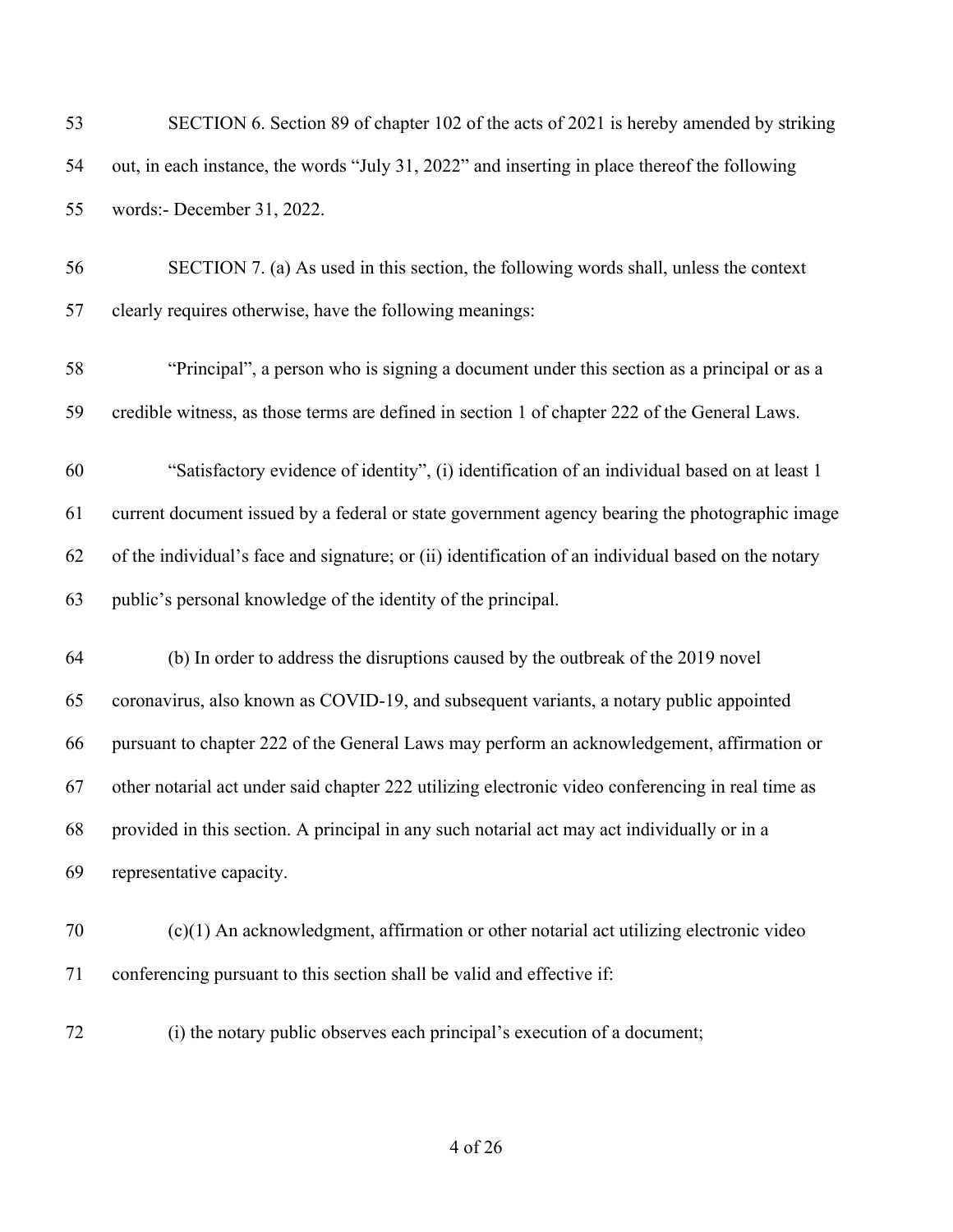SECTION 6. Section 89 of chapter 102 of the acts of 2021 is hereby amended by striking out, in each instance, the words "July 31, 2022" and inserting in place thereof the following words:- December 31, 2022.

SECTION 7. (a) As used in this section, the following words shall, unless the context clearly requires otherwise, have the following meanings:

"Principal", a person who is signing a document under this section as a principal or as a credible witness, as those terms are defined in section 1 of chapter 222 of the General Laws.

"Satisfactory evidence of identity", (i) identification of an individual based on at least 1 current document issued by a federal or state government agency bearing the photographic image of the individual's face and signature; or (ii) identification of an individual based on the notary public's personal knowledge of the identity of the principal.

(b) In order to address the disruptions caused by the outbreak of the 2019 novel coronavirus, also known as COVID-19, and subsequent variants, a notary public appointed pursuant to chapter 222 of the General Laws may perform an acknowledgement, affirmation or other notarial act under said chapter 222 utilizing electronic video conferencing in real time as provided in this section. A principal in any such notarial act may act individually or in a representative capacity.

(c)(1) An acknowledgment, affirmation or other notarial act utilizing electronic video conferencing pursuant to this section shall be valid and effective if:

(i) the notary public observes each principal's execution of a document;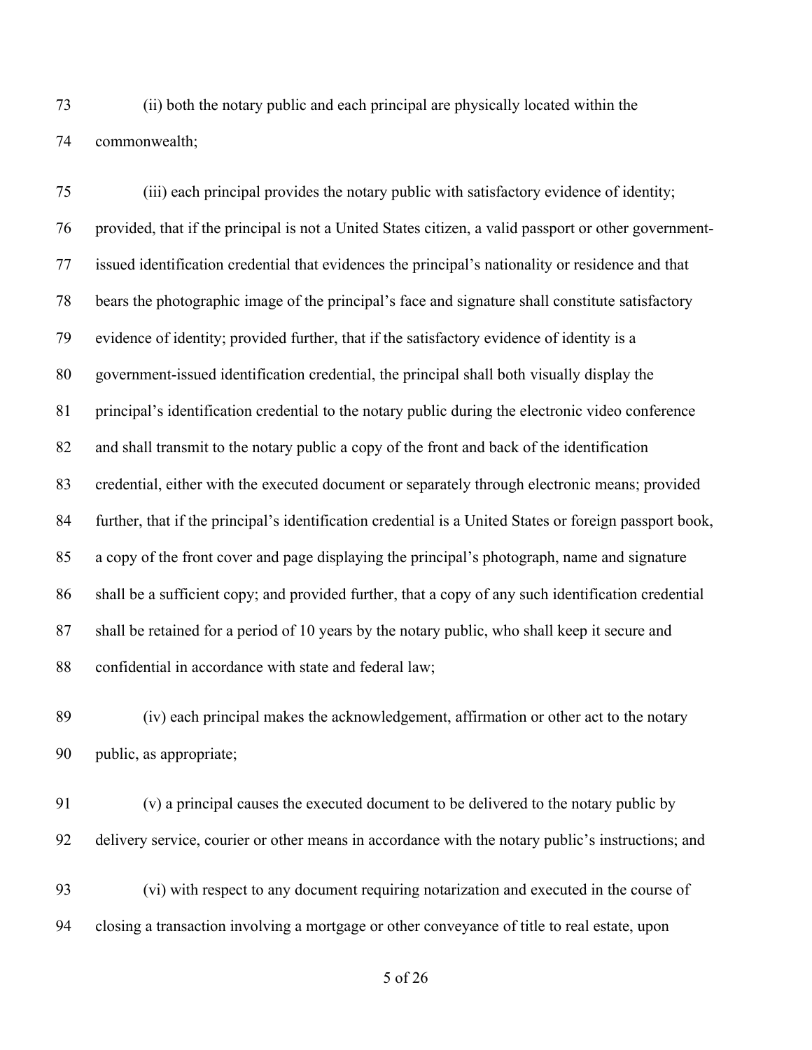(ii) both the notary public and each principal are physically located within the commonwealth;

(iii) each principal provides the notary public with satisfactory evidence of identity; provided, that if the principal is not a United States citizen, a valid passport or other government-issued identification credential that evidences the principal's nationality or residence and that bears the photographic image of the principal's face and signature shall constitute satisfactory evidence of identity; provided further, that if the satisfactory evidence of identity is a government-issued identification credential, the principal shall both visually display the principal's identification credential to the notary public during the electronic video conference and shall transmit to the notary public a copy of the front and back of the identification credential, either with the executed document or separately through electronic means; provided further, that if the principal's identification credential is a United States or foreign passport book, a copy of the front cover and page displaying the principal's photograph, name and signature shall be a sufficient copy; and provided further, that a copy of any such identification credential shall be retained for a period of 10 years by the notary public, who shall keep it secure and confidential in accordance with state and federal law;

(iv) each principal makes the acknowledgement, affirmation or other act to the notary public, as appropriate;

(v) a principal causes the executed document to be delivered to the notary public by delivery service, courier or other means in accordance with the notary public's instructions; and

(vi) with respect to any document requiring notarization and executed in the course of closing a transaction involving a mortgage or other conveyance of title to real estate, upon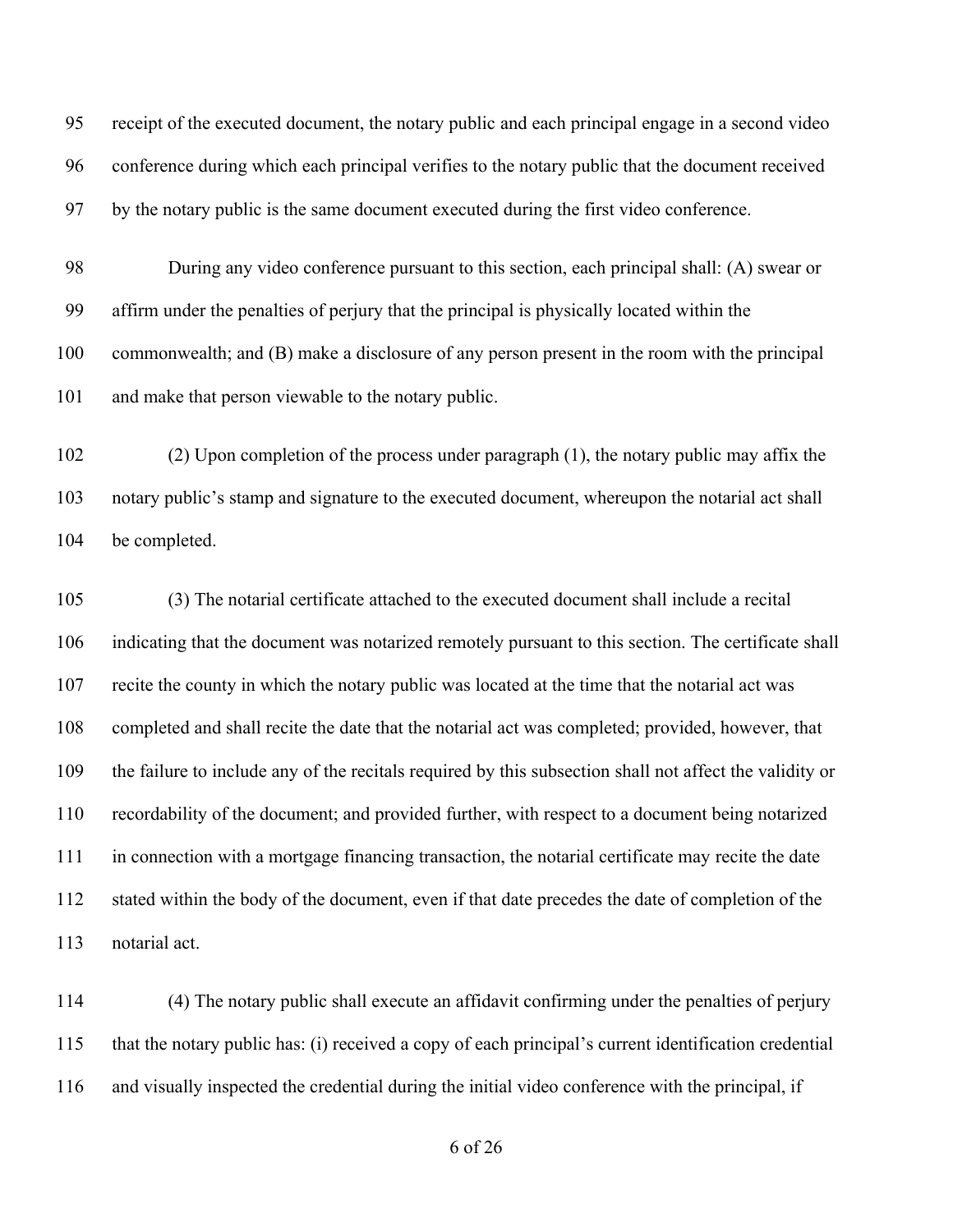receipt of the executed document, the notary public and each principal engage in a second video conference during which each principal verifies to the notary public that the document received by the notary public is the same document executed during the first video conference.

During any video conference pursuant to this section, each principal shall: (A) swear or affirm under the penalties of perjury that the principal is physically located within the commonwealth; and (B) make a disclosure of any person present in the room with the principal and make that person viewable to the notary public.

(2) Upon completion of the process under paragraph (1), the notary public may affix the notary public's stamp and signature to the executed document, whereupon the notarial act shall be completed.

(3) The notarial certificate attached to the executed document shall include a recital indicating that the document was notarized remotely pursuant to this section. The certificate shall recite the county in which the notary public was located at the time that the notarial act was completed and shall recite the date that the notarial act was completed; provided, however, that the failure to include any of the recitals required by this subsection shall not affect the validity or recordability of the document; and provided further, with respect to a document being notarized in connection with a mortgage financing transaction, the notarial certificate may recite the date stated within the body of the document, even if that date precedes the date of completion of the notarial act.

(4) The notary public shall execute an affidavit confirming under the penalties of perjury that the notary public has: (i) received a copy of each principal's current identification credential and visually inspected the credential during the initial video conference with the principal, if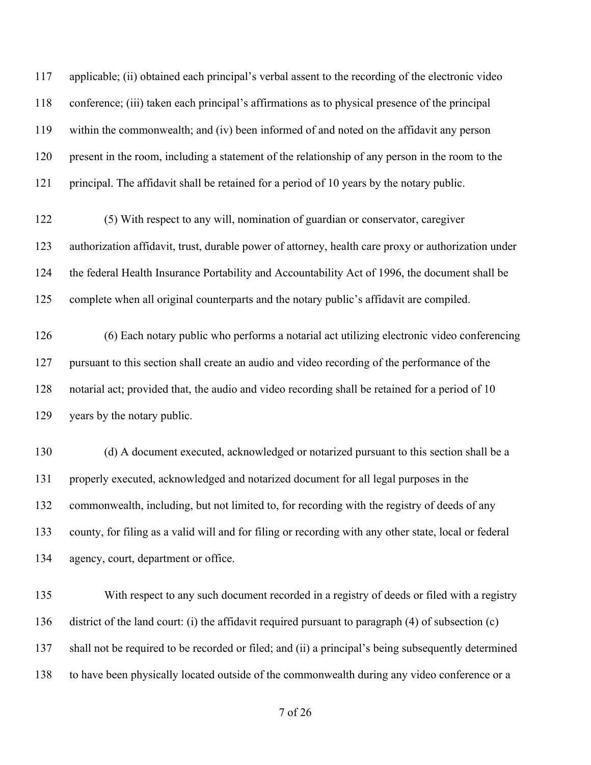applicable; (ii) obtained each principal's verbal assent to the recording of the electronic video conference; (iii) taken each principal's affirmations as to physical presence of the principal within the commonwealth; and (iv) been informed of and noted on the affidavit any person present in the room, including a statement of the relationship of any person in the room to the principal. The affidavit shall be retained for a period of 10 years by the notary public.

(5) With respect to any will, nomination of guardian or conservator, caregiver authorization affidavit, trust, durable power of attorney, health care proxy or authorization under the federal Health Insurance Portability and Accountability Act of 1996, the document shall be complete when all original counterparts and the notary public's affidavit are compiled.

(6) Each notary public who performs a notarial act utilizing electronic video conferencing pursuant to this section shall create an audio and video recording of the performance of the notarial act; provided that, the audio and video recording shall be retained for a period of 10 years by the notary public.

(d) A document executed, acknowledged or notarized pursuant to this section shall be a properly executed, acknowledged and notarized document for all legal purposes in the commonwealth, including, but not limited to, for recording with the registry of deeds of any county, for filing as a valid will and for filing or recording with any other state, local or federal agency, court, department or office.

With respect to any such document recorded in a registry of deeds or filed with a registry district of the land court: (i) the affidavit required pursuant to paragraph (4) of subsection (c) shall not be required to be recorded or filed; and (ii) a principal's being subsequently determined to have been physically located outside of the commonwealth during any video conference or a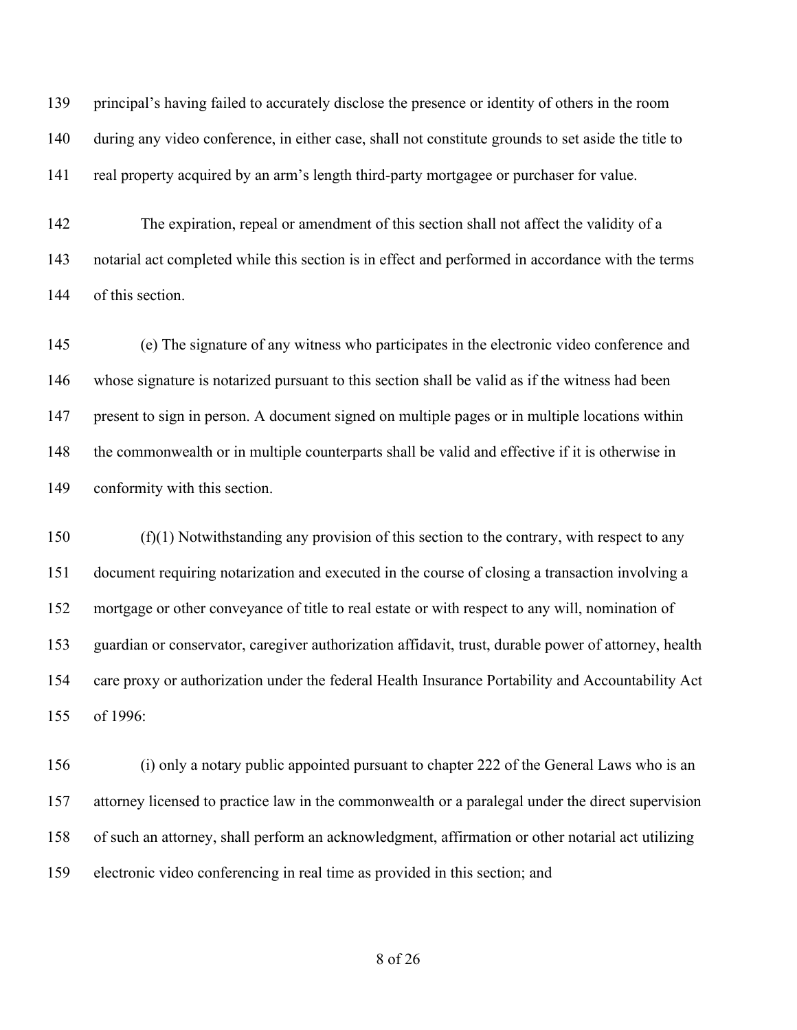principal's having failed to accurately disclose the presence or identity of others in the room during any video conference, in either case, shall not constitute grounds to set aside the title to real property acquired by an arm's length third-party mortgagee or purchaser for value.

The expiration, repeal or amendment of this section shall not affect the validity of a notarial act completed while this section is in effect and performed in accordance with the terms of this section.

(e) The signature of any witness who participates in the electronic video conference and whose signature is notarized pursuant to this section shall be valid as if the witness had been present to sign in person. A document signed on multiple pages or in multiple locations within the commonwealth or in multiple counterparts shall be valid and effective if it is otherwise in conformity with this section.

(f)(1) Notwithstanding any provision of this section to the contrary, with respect to any document requiring notarization and executed in the course of closing a transaction involving a mortgage or other conveyance of title to real estate or with respect to any will, nomination of guardian or conservator, caregiver authorization affidavit, trust, durable power of attorney, health care proxy or authorization under the federal Health Insurance Portability and Accountability Act of 1996:

(i) only a notary public appointed pursuant to chapter 222 of the General Laws who is an attorney licensed to practice law in the commonwealth or a paralegal under the direct supervision of such an attorney, shall perform an acknowledgment, affirmation or other notarial act utilizing electronic video conferencing in real time as provided in this section; and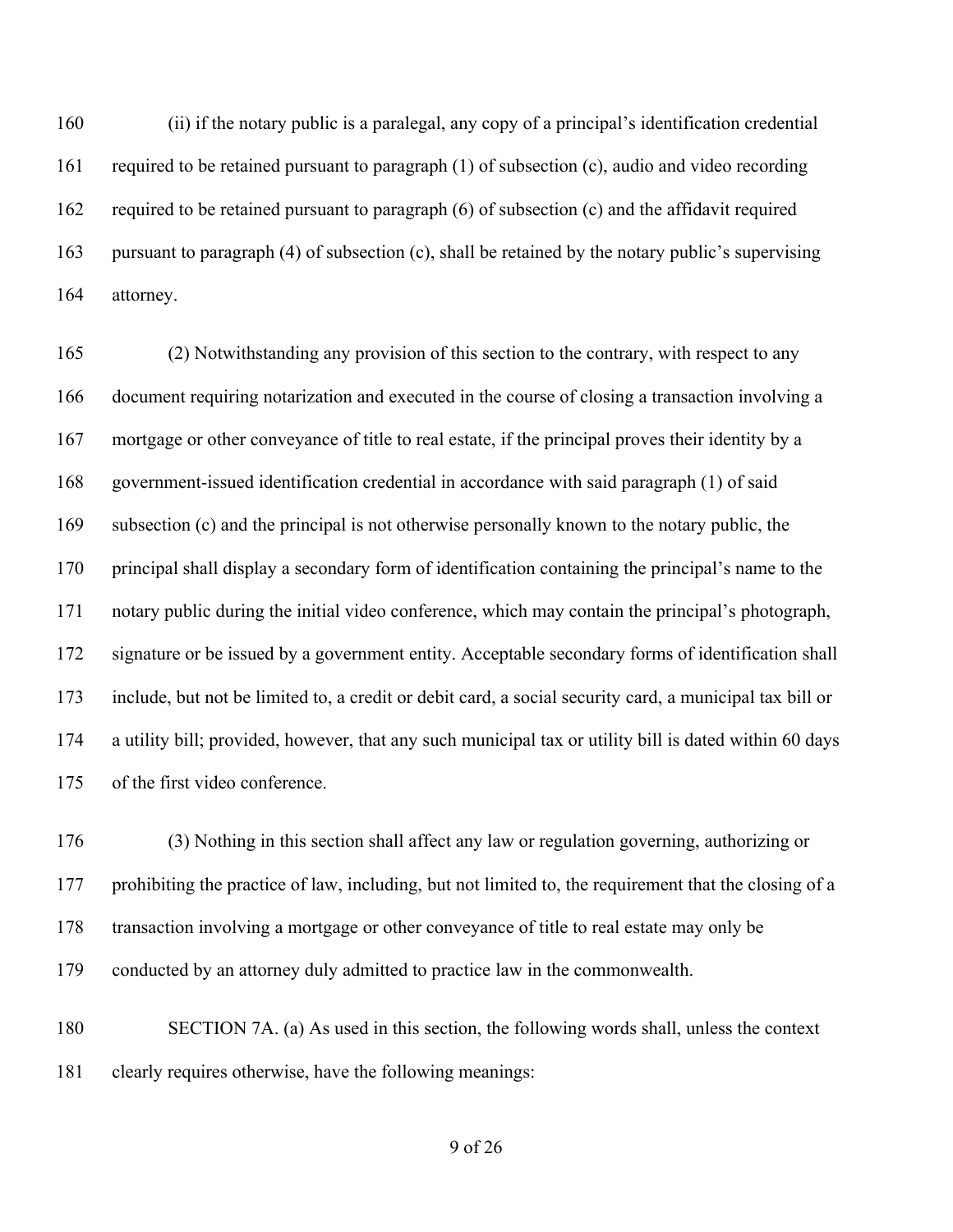(ii) if the notary public is a paralegal, any copy of a principal's identification credential required to be retained pursuant to paragraph (1) of subsection (c), audio and video recording required to be retained pursuant to paragraph (6) of subsection (c) and the affidavit required pursuant to paragraph (4) of subsection (c), shall be retained by the notary public's supervising attorney.

(2) Notwithstanding any provision of this section to the contrary, with respect to any document requiring notarization and executed in the course of closing a transaction involving a mortgage or other conveyance of title to real estate, if the principal proves their identity by a government-issued identification credential in accordance with said paragraph (1) of said subsection (c) and the principal is not otherwise personally known to the notary public, the principal shall display a secondary form of identification containing the principal's name to the notary public during the initial video conference, which may contain the principal's photograph, signature or be issued by a government entity. Acceptable secondary forms of identification shall include, but not be limited to, a credit or debit card, a social security card, a municipal tax bill or a utility bill; provided, however, that any such municipal tax or utility bill is dated within 60 days of the first video conference.

(3) Nothing in this section shall affect any law or regulation governing, authorizing or prohibiting the practice of law, including, but not limited to, the requirement that the closing of a transaction involving a mortgage or other conveyance of title to real estate may only be conducted by an attorney duly admitted to practice law in the commonwealth.

SECTION 7A. (a) As used in this section, the following words shall, unless the context clearly requires otherwise, have the following meanings: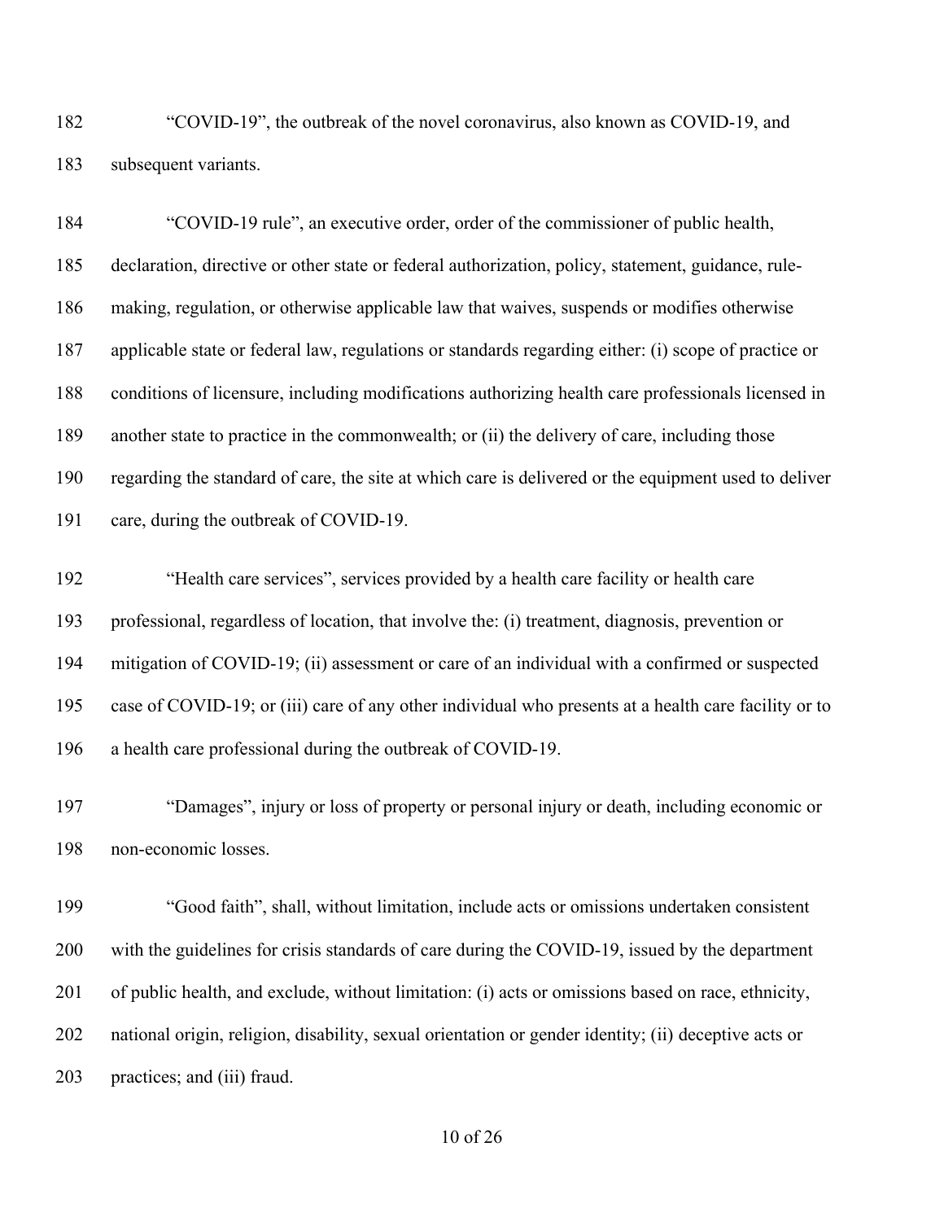"COVID-19", the outbreak of the novel coronavirus, also known as COVID-19, and subsequent variants.

"COVID-19 rule", an executive order, order of the commissioner of public health, declaration, directive or other state or federal authorization, policy, statement, guidance, rule-making, regulation, or otherwise applicable law that waives, suspends or modifies otherwise applicable state or federal law, regulations or standards regarding either: (i) scope of practice or conditions of licensure, including modifications authorizing health care professionals licensed in another state to practice in the commonwealth; or (ii) the delivery of care, including those regarding the standard of care, the site at which care is delivered or the equipment used to deliver care, during the outbreak of COVID-19.

"Health care services", services provided by a health care facility or health care professional, regardless of location, that involve the: (i) treatment, diagnosis, prevention or mitigation of COVID-19; (ii) assessment or care of an individual with a confirmed or suspected case of COVID-19; or (iii) care of any other individual who presents at a health care facility or to a health care professional during the outbreak of COVID-19.

"Damages", injury or loss of property or personal injury or death, including economic or non-economic losses.

"Good faith", shall, without limitation, include acts or omissions undertaken consistent with the guidelines for crisis standards of care during the COVID-19, issued by the department of public health, and exclude, without limitation: (i) acts or omissions based on race, ethnicity, national origin, religion, disability, sexual orientation or gender identity; (ii) deceptive acts or practices; and (iii) fraud.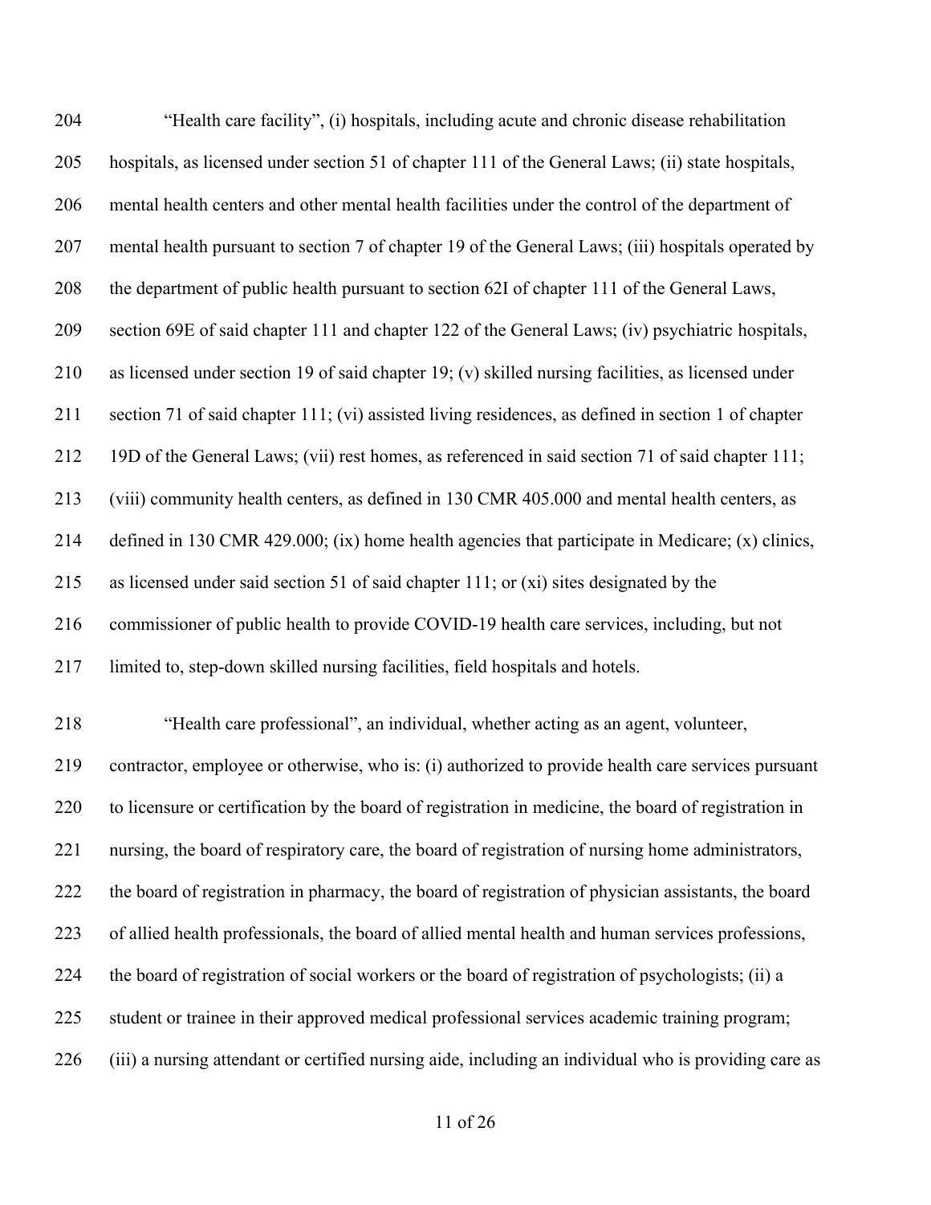"Health care facility", (i) hospitals, including acute and chronic disease rehabilitation hospitals, as licensed under section 51 of chapter 111 of the General Laws; (ii) state hospitals, mental health centers and other mental health facilities under the control of the department of mental health pursuant to section 7 of chapter 19 of the General Laws; (iii) hospitals operated by the department of public health pursuant to section 62I of chapter 111 of the General Laws, section 69E of said chapter 111 and chapter 122 of the General Laws; (iv) psychiatric hospitals, as licensed under section 19 of said chapter 19; (v) skilled nursing facilities, as licensed under section 71 of said chapter 111; (vi) assisted living residences, as defined in section 1 of chapter 19D of the General Laws; (vii) rest homes, as referenced in said section 71 of said chapter 111; (viii) community health centers, as defined in 130 CMR 405.000 and mental health centers, as defined in 130 CMR 429.000; (ix) home health agencies that participate in Medicare; (x) clinics, as licensed under said section 51 of said chapter 111; or (xi) sites designated by the commissioner of public health to provide COVID-19 health care services, including, but not limited to, step-down skilled nursing facilities, field hospitals and hotels.

"Health care professional", an individual, whether acting as an agent, volunteer, contractor, employee or otherwise, who is: (i) authorized to provide health care services pursuant to licensure or certification by the board of registration in medicine, the board of registration in nursing, the board of respiratory care, the board of registration of nursing home administrators, the board of registration in pharmacy, the board of registration of physician assistants, the board of allied health professionals, the board of allied mental health and human services professions, the board of registration of social workers or the board of registration of psychologists; (ii) a student or trainee in their approved medical professional services academic training program; (iii) a nursing attendant or certified nursing aide, including an individual who is providing care as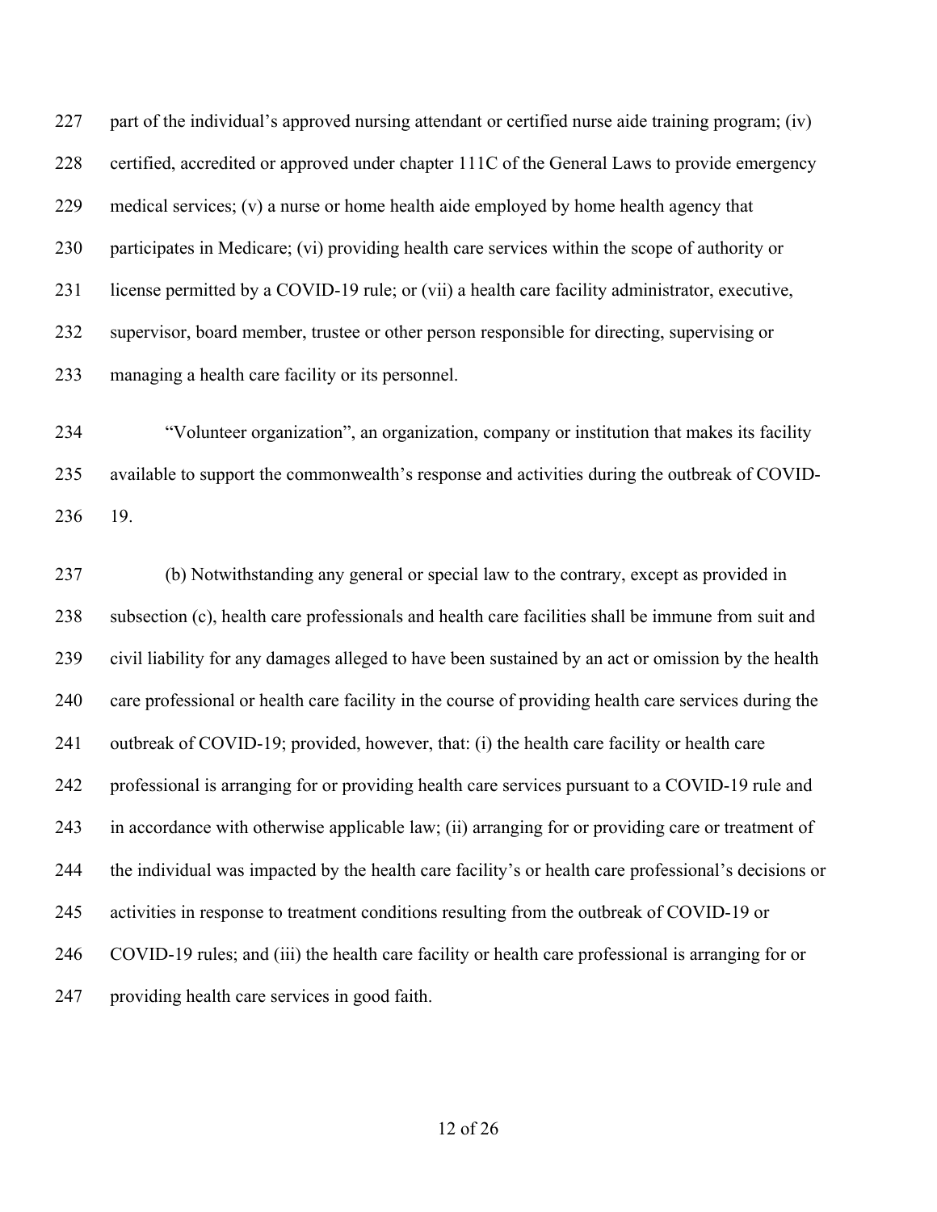part of the individual's approved nursing attendant or certified nurse aide training program; (iv) certified, accredited or approved under chapter 111C of the General Laws to provide emergency medical services; (v) a nurse or home health aide employed by home health agency that participates in Medicare; (vi) providing health care services within the scope of authority or license permitted by a COVID-19 rule; or (vii) a health care facility administrator, executive, supervisor, board member, trustee or other person responsible for directing, supervising or managing a health care facility or its personnel.

"Volunteer organization", an organization, company or institution that makes its facility available to support the commonwealth's response and activities during the outbreak of COVID-19.

(b) Notwithstanding any general or special law to the contrary, except as provided in subsection (c), health care professionals and health care facilities shall be immune from suit and civil liability for any damages alleged to have been sustained by an act or omission by the health care professional or health care facility in the course of providing health care services during the outbreak of COVID-19; provided, however, that: (i) the health care facility or health care professional is arranging for or providing health care services pursuant to a COVID-19 rule and in accordance with otherwise applicable law; (ii) arranging for or providing care or treatment of the individual was impacted by the health care facility's or health care professional's decisions or activities in response to treatment conditions resulting from the outbreak of COVID-19 or COVID-19 rules; and (iii) the health care facility or health care professional is arranging for or providing health care services in good faith.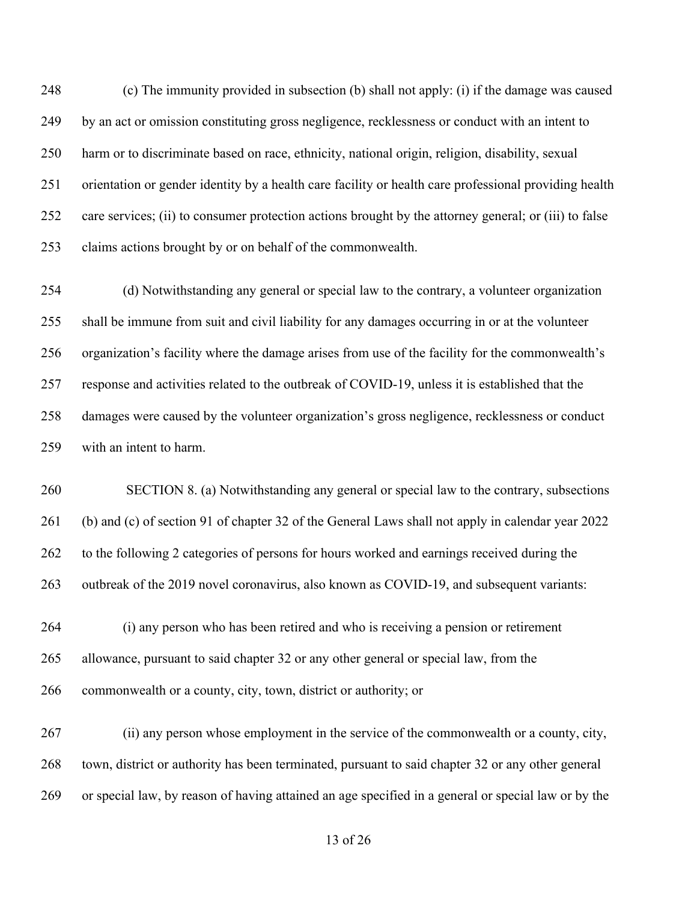(c) The immunity provided in subsection (b) shall not apply: (i) if the damage was caused by an act or omission constituting gross negligence, recklessness or conduct with an intent to harm or to discriminate based on race, ethnicity, national origin, religion, disability, sexual orientation or gender identity by a health care facility or health care professional providing health care services; (ii) to consumer protection actions brought by the attorney general; or (iii) to false claims actions brought by or on behalf of the commonwealth.

(d) Notwithstanding any general or special law to the contrary, a volunteer organization shall be immune from suit and civil liability for any damages occurring in or at the volunteer organization's facility where the damage arises from use of the facility for the commonwealth's response and activities related to the outbreak of COVID-19, unless it is established that the damages were caused by the volunteer organization's gross negligence, recklessness or conduct with an intent to harm.

SECTION 8. (a) Notwithstanding any general or special law to the contrary, subsections (b) and (c) of section 91 of chapter 32 of the General Laws shall not apply in calendar year 2022 to the following 2 categories of persons for hours worked and earnings received during the outbreak of the 2019 novel coronavirus, also known as COVID-19, and subsequent variants:

(i) any person who has been retired and who is receiving a pension or retirement allowance, pursuant to said chapter 32 or any other general or special law, from the commonwealth or a county, city, town, district or authority; or

(ii) any person whose employment in the service of the commonwealth or a county, city, town, district or authority has been terminated, pursuant to said chapter 32 or any other general or special law, by reason of having attained an age specified in a general or special law or by the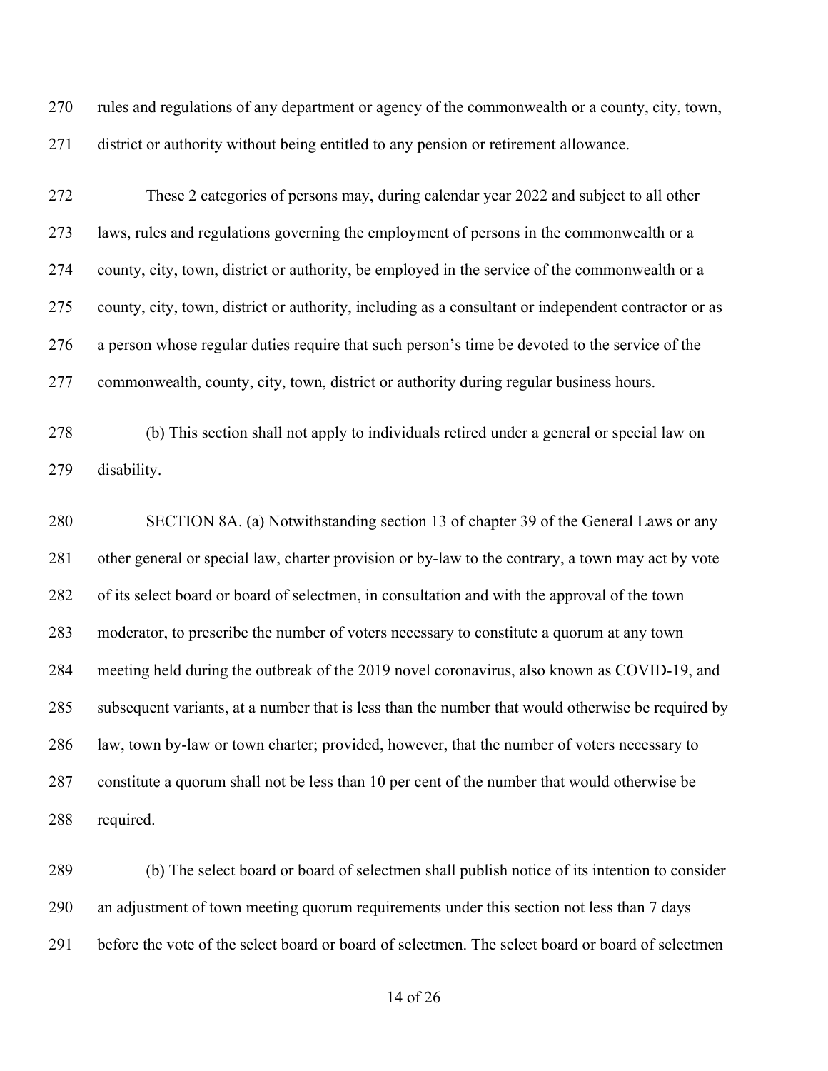rules and regulations of any department or agency of the commonwealth or a county, city, town, district or authority without being entitled to any pension or retirement allowance.

These 2 categories of persons may, during calendar year 2022 and subject to all other laws, rules and regulations governing the employment of persons in the commonwealth or a county, city, town, district or authority, be employed in the service of the commonwealth or a county, city, town, district or authority, including as a consultant or independent contractor or as a person whose regular duties require that such person's time be devoted to the service of the commonwealth, county, city, town, district or authority during regular business hours.

(b) This section shall not apply to individuals retired under a general or special law on disability.

SECTION 8A. (a) Notwithstanding section 13 of chapter 39 of the General Laws or any other general or special law, charter provision or by-law to the contrary, a town may act by vote of its select board or board of selectmen, in consultation and with the approval of the town moderator, to prescribe the number of voters necessary to constitute a quorum at any town meeting held during the outbreak of the 2019 novel coronavirus, also known as COVID-19, and subsequent variants, at a number that is less than the number that would otherwise be required by law, town by-law or town charter; provided, however, that the number of voters necessary to constitute a quorum shall not be less than 10 per cent of the number that would otherwise be required.

(b) The select board or board of selectmen shall publish notice of its intention to consider an adjustment of town meeting quorum requirements under this section not less than 7 days before the vote of the select board or board of selectmen. The select board or board of selectmen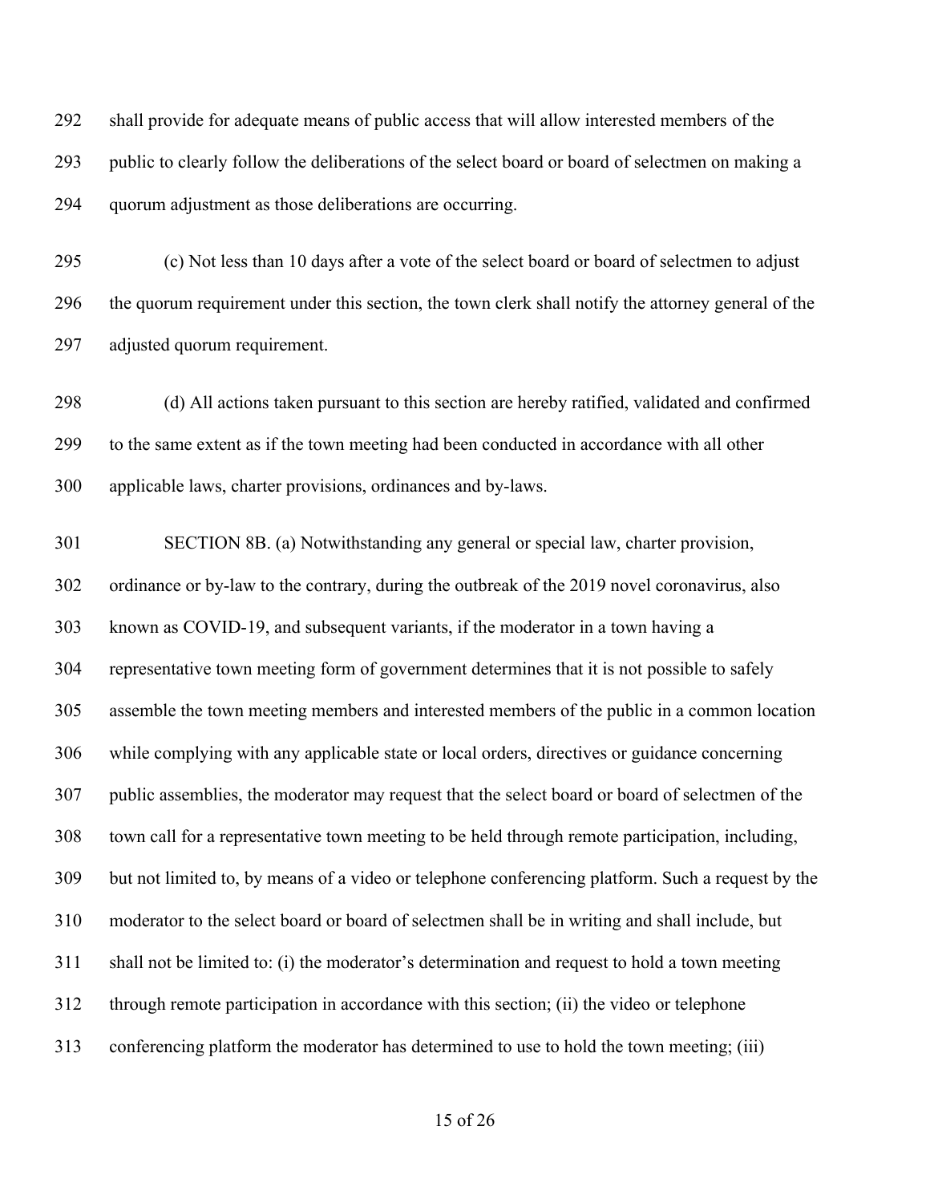shall provide for adequate means of public access that will allow interested members of the public to clearly follow the deliberations of the select board or board of selectmen on making a quorum adjustment as those deliberations are occurring.

(c) Not less than 10 days after a vote of the select board or board of selectmen to adjust the quorum requirement under this section, the town clerk shall notify the attorney general of the adjusted quorum requirement.

(d) All actions taken pursuant to this section are hereby ratified, validated and confirmed to the same extent as if the town meeting had been conducted in accordance with all other applicable laws, charter provisions, ordinances and by-laws.

SECTION 8B. (a) Notwithstanding any general or special law, charter provision, ordinance or by-law to the contrary, during the outbreak of the 2019 novel coronavirus, also known as COVID-19, and subsequent variants, if the moderator in a town having a representative town meeting form of government determines that it is not possible to safely assemble the town meeting members and interested members of the public in a common location while complying with any applicable state or local orders, directives or guidance concerning public assemblies, the moderator may request that the select board or board of selectmen of the town call for a representative town meeting to be held through remote participation, including, but not limited to, by means of a video or telephone conferencing platform. Such a request by the moderator to the select board or board of selectmen shall be in writing and shall include, but shall not be limited to: (i) the moderator's determination and request to hold a town meeting through remote participation in accordance with this section; (ii) the video or telephone conferencing platform the moderator has determined to use to hold the town meeting; (iii)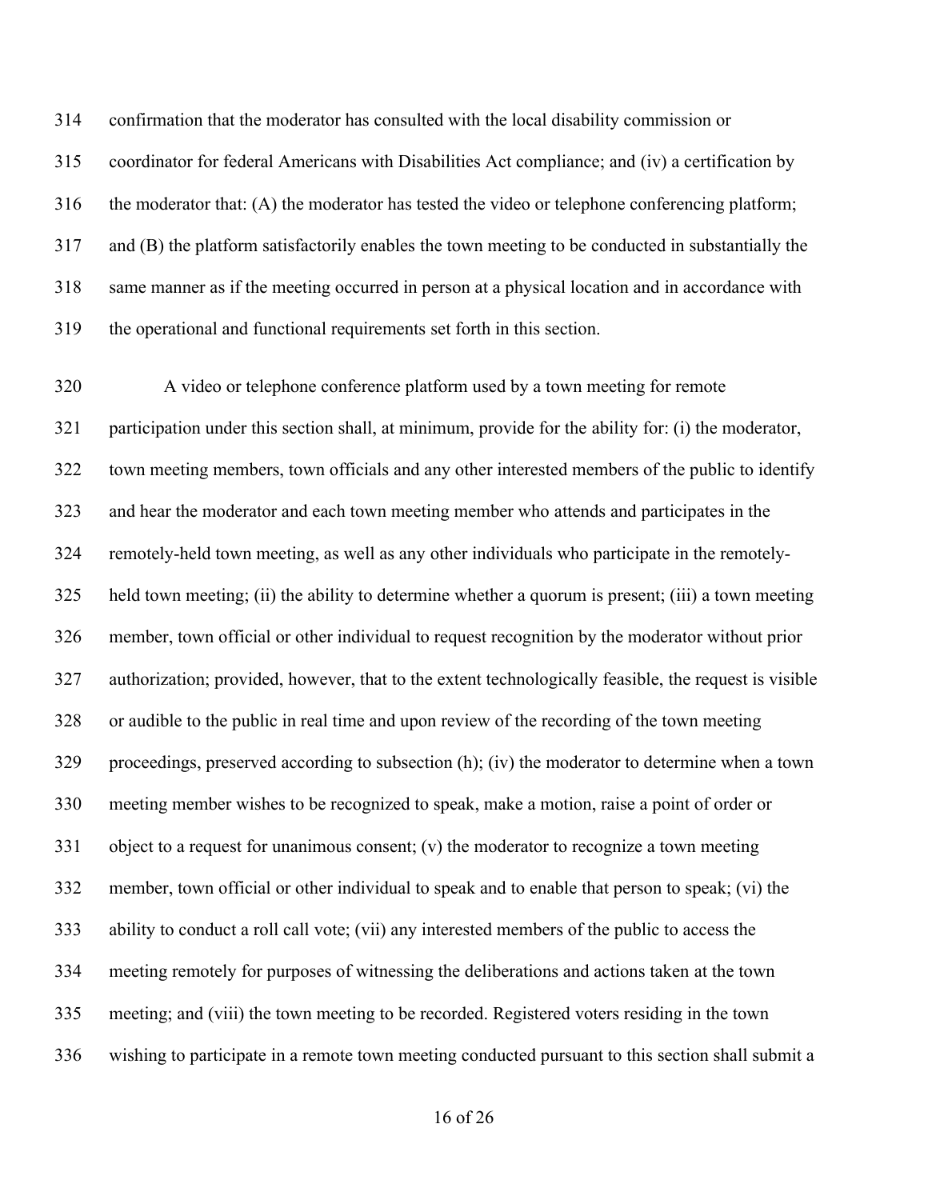confirmation that the moderator has consulted with the local disability commission or coordinator for federal Americans with Disabilities Act compliance; and (iv) a certification by the moderator that: (A) the moderator has tested the video or telephone conferencing platform; and (B) the platform satisfactorily enables the town meeting to be conducted in substantially the same manner as if the meeting occurred in person at a physical location and in accordance with the operational and functional requirements set forth in this section.

A video or telephone conference platform used by a town meeting for remote participation under this section shall, at minimum, provide for the ability for: (i) the moderator, town meeting members, town officials and any other interested members of the public to identify and hear the moderator and each town meeting member who attends and participates in the remotely-held town meeting, as well as any other individuals who participate in the remotely-held town meeting; (ii) the ability to determine whether a quorum is present; (iii) a town meeting member, town official or other individual to request recognition by the moderator without prior authorization; provided, however, that to the extent technologically feasible, the request is visible or audible to the public in real time and upon review of the recording of the town meeting proceedings, preserved according to subsection (h); (iv) the moderator to determine when a town meeting member wishes to be recognized to speak, make a motion, raise a point of order or object to a request for unanimous consent; (v) the moderator to recognize a town meeting member, town official or other individual to speak and to enable that person to speak; (vi) the ability to conduct a roll call vote; (vii) any interested members of the public to access the meeting remotely for purposes of witnessing the deliberations and actions taken at the town meeting; and (viii) the town meeting to be recorded. Registered voters residing in the town wishing to participate in a remote town meeting conducted pursuant to this section shall submit a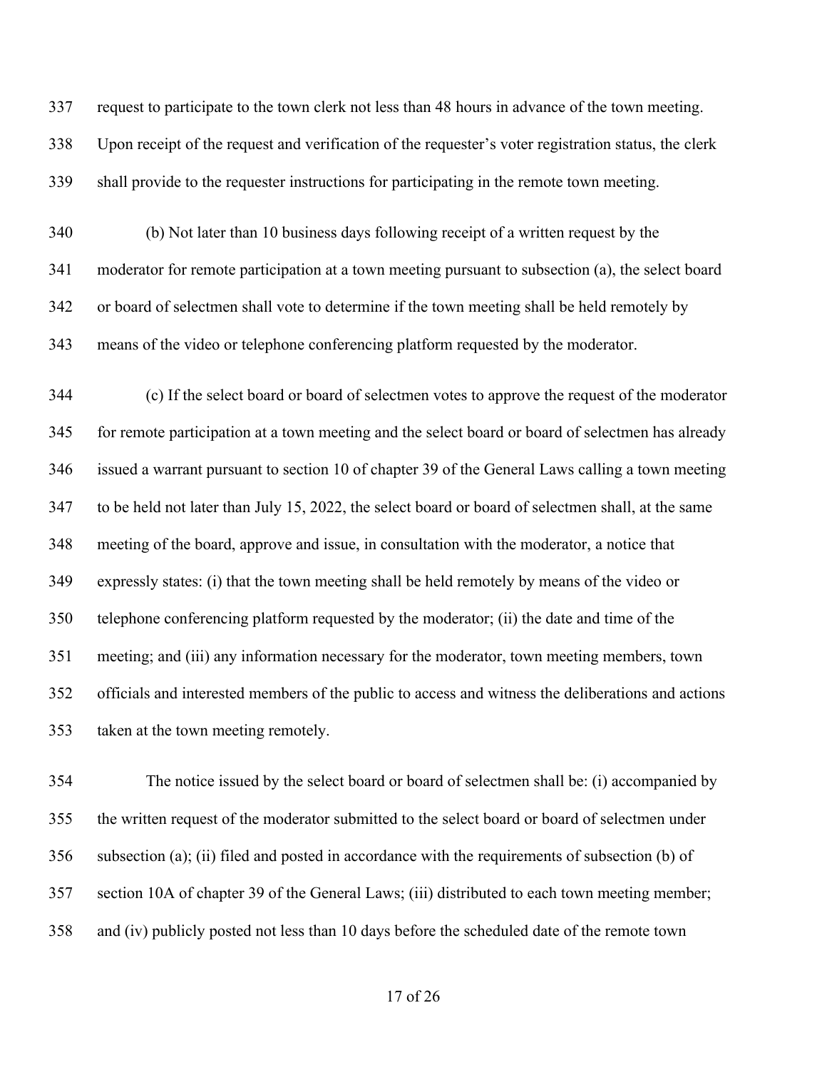request to participate to the town clerk not less than 48 hours in advance of the town meeting. Upon receipt of the request and verification of the requester's voter registration status, the clerk shall provide to the requester instructions for participating in the remote town meeting.

(b) Not later than 10 business days following receipt of a written request by the moderator for remote participation at a town meeting pursuant to subsection (a), the select board or board of selectmen shall vote to determine if the town meeting shall be held remotely by means of the video or telephone conferencing platform requested by the moderator.

(c) If the select board or board of selectmen votes to approve the request of the moderator for remote participation at a town meeting and the select board or board of selectmen has already issued a warrant pursuant to section 10 of chapter 39 of the General Laws calling a town meeting to be held not later than July 15, 2022, the select board or board of selectmen shall, at the same meeting of the board, approve and issue, in consultation with the moderator, a notice that expressly states: (i) that the town meeting shall be held remotely by means of the video or telephone conferencing platform requested by the moderator; (ii) the date and time of the meeting; and (iii) any information necessary for the moderator, town meeting members, town officials and interested members of the public to access and witness the deliberations and actions taken at the town meeting remotely.

The notice issued by the select board or board of selectmen shall be: (i) accompanied by the written request of the moderator submitted to the select board or board of selectmen under subsection (a); (ii) filed and posted in accordance with the requirements of subsection (b) of section 10A of chapter 39 of the General Laws; (iii) distributed to each town meeting member; and (iv) publicly posted not less than 10 days before the scheduled date of the remote town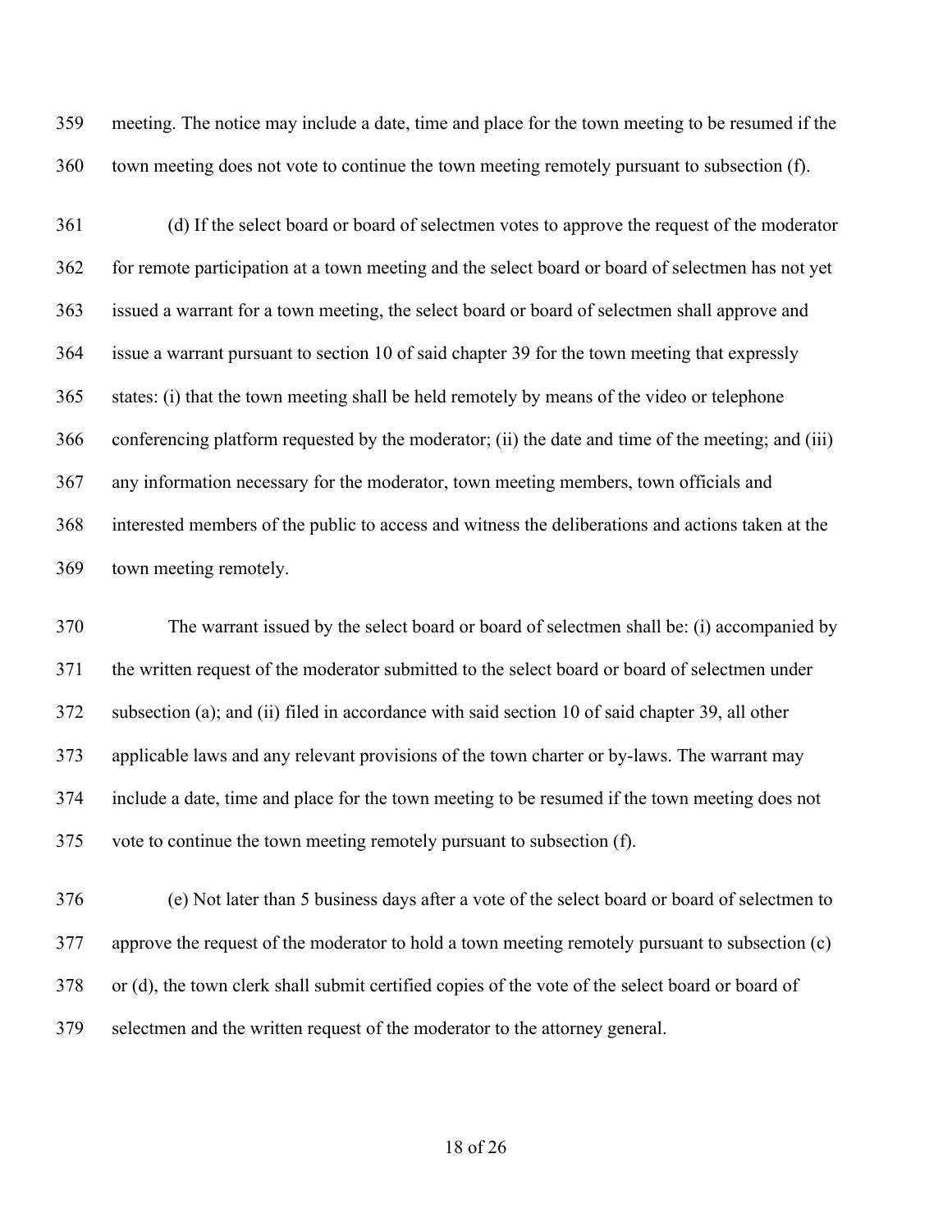meeting. The notice may include a date, time and place for the town meeting to be resumed if the town meeting does not vote to continue the town meeting remotely pursuant to subsection (f).

(d) If the select board or board of selectmen votes to approve the request of the moderator for remote participation at a town meeting and the select board or board of selectmen has not yet issued a warrant for a town meeting, the select board or board of selectmen shall approve and issue a warrant pursuant to section 10 of said chapter 39 for the town meeting that expressly states: (i) that the town meeting shall be held remotely by means of the video or telephone conferencing platform requested by the moderator; (ii) the date and time of the meeting; and (iii) any information necessary for the moderator, town meeting members, town officials and interested members of the public to access and witness the deliberations and actions taken at the town meeting remotely.

The warrant issued by the select board or board of selectmen shall be: (i) accompanied by the written request of the moderator submitted to the select board or board of selectmen under subsection (a); and (ii) filed in accordance with said section 10 of said chapter 39, all other applicable laws and any relevant provisions of the town charter or by-laws. The warrant may include a date, time and place for the town meeting to be resumed if the town meeting does not vote to continue the town meeting remotely pursuant to subsection (f).

(e) Not later than 5 business days after a vote of the select board or board of selectmen to approve the request of the moderator to hold a town meeting remotely pursuant to subsection (c) or (d), the town clerk shall submit certified copies of the vote of the select board or board of selectmen and the written request of the moderator to the attorney general.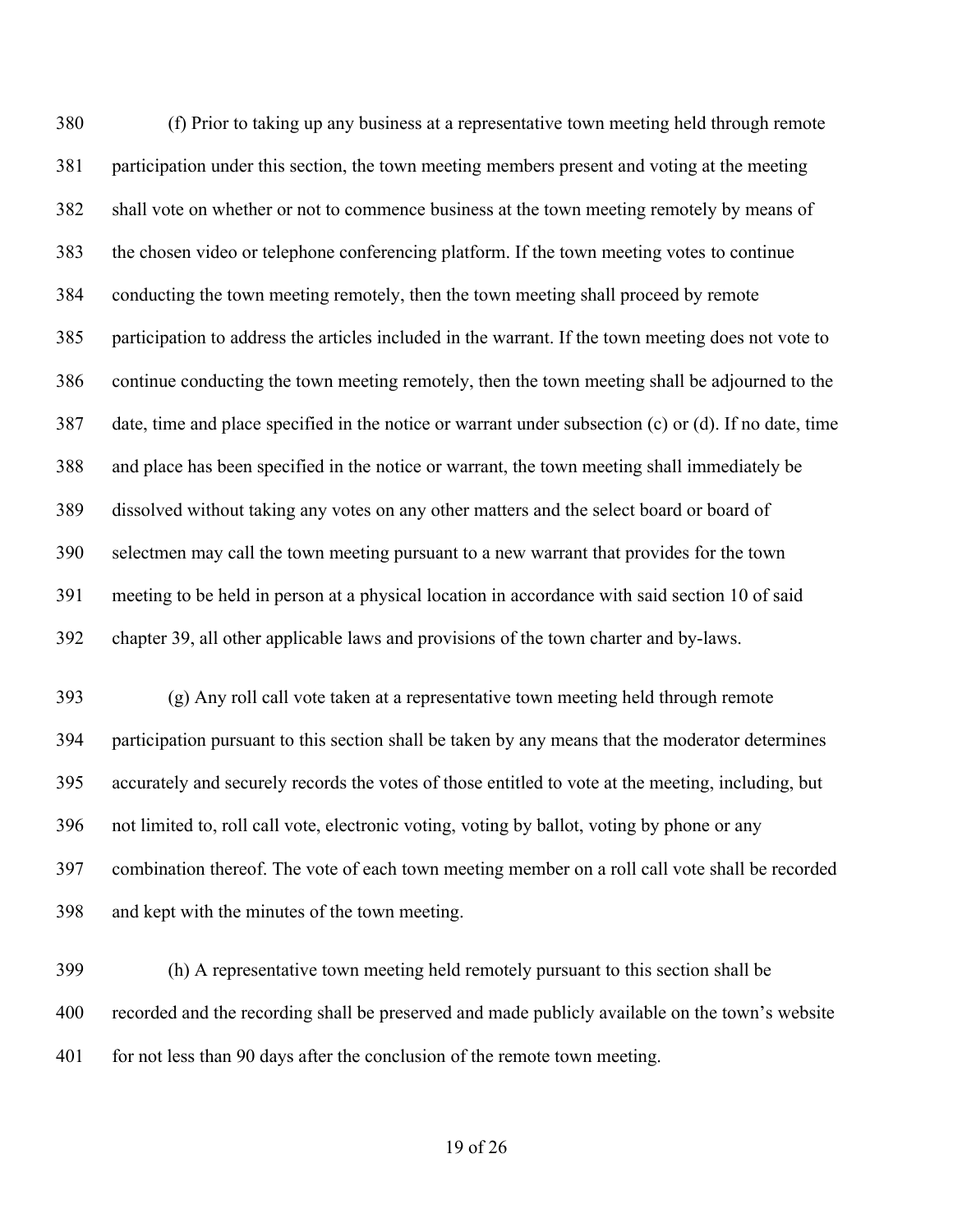(f) Prior to taking up any business at a representative town meeting held through remote participation under this section, the town meeting members present and voting at the meeting shall vote on whether or not to commence business at the town meeting remotely by means of the chosen video or telephone conferencing platform. If the town meeting votes to continue conducting the town meeting remotely, then the town meeting shall proceed by remote participation to address the articles included in the warrant. If the town meeting does not vote to continue conducting the town meeting remotely, then the town meeting shall be adjourned to the date, time and place specified in the notice or warrant under subsection (c) or (d). If no date, time and place has been specified in the notice or warrant, the town meeting shall immediately be dissolved without taking any votes on any other matters and the select board or board of selectmen may call the town meeting pursuant to a new warrant that provides for the town meeting to be held in person at a physical location in accordance with said section 10 of said chapter 39, all other applicable laws and provisions of the town charter and by-laws.

(g) Any roll call vote taken at a representative town meeting held through remote participation pursuant to this section shall be taken by any means that the moderator determines accurately and securely records the votes of those entitled to vote at the meeting, including, but not limited to, roll call vote, electronic voting, voting by ballot, voting by phone or any combination thereof. The vote of each town meeting member on a roll call vote shall be recorded and kept with the minutes of the town meeting.

(h) A representative town meeting held remotely pursuant to this section shall be recorded and the recording shall be preserved and made publicly available on the town's website for not less than 90 days after the conclusion of the remote town meeting.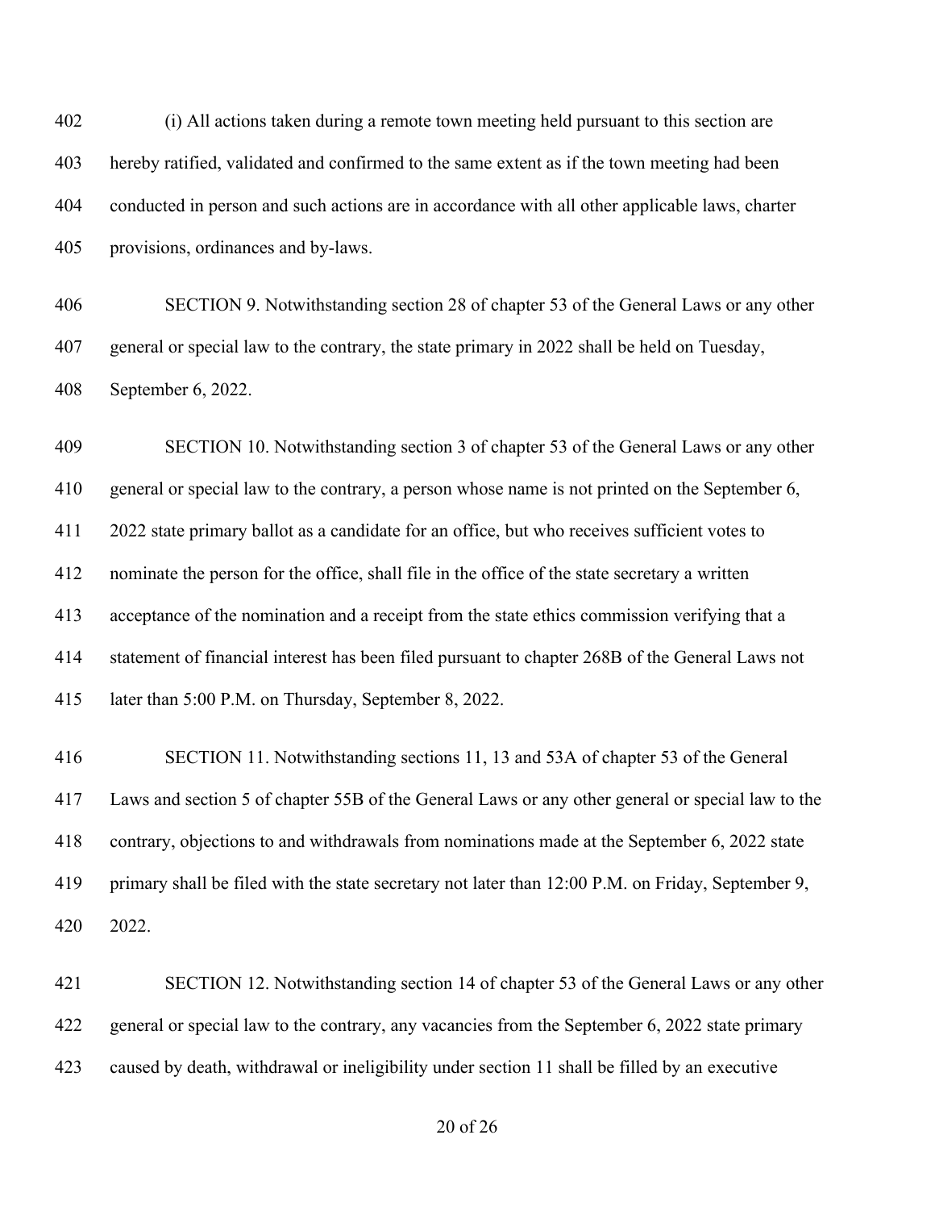(i) All actions taken during a remote town meeting held pursuant to this section are hereby ratified, validated and confirmed to the same extent as if the town meeting had been conducted in person and such actions are in accordance with all other applicable laws, charter provisions, ordinances and by-laws.

SECTION 9. Notwithstanding section 28 of chapter 53 of the General Laws or any other general or special law to the contrary, the state primary in 2022 shall be held on Tuesday, September 6, 2022.

SECTION 10. Notwithstanding section 3 of chapter 53 of the General Laws or any other general or special law to the contrary, a person whose name is not printed on the September 6, 2022 state primary ballot as a candidate for an office, but who receives sufficient votes to nominate the person for the office, shall file in the office of the state secretary a written acceptance of the nomination and a receipt from the state ethics commission verifying that a statement of financial interest has been filed pursuant to chapter 268B of the General Laws not later than 5:00 P.M. on Thursday, September 8, 2022.

SECTION 11. Notwithstanding sections 11, 13 and 53A of chapter 53 of the General Laws and section 5 of chapter 55B of the General Laws or any other general or special law to the contrary, objections to and withdrawals from nominations made at the September 6, 2022 state primary shall be filed with the state secretary not later than 12:00 P.M. on Friday, September 9, 2022.

SECTION 12. Notwithstanding section 14 of chapter 53 of the General Laws or any other general or special law to the contrary, any vacancies from the September 6, 2022 state primary caused by death, withdrawal or ineligibility under section 11 shall be filled by an executive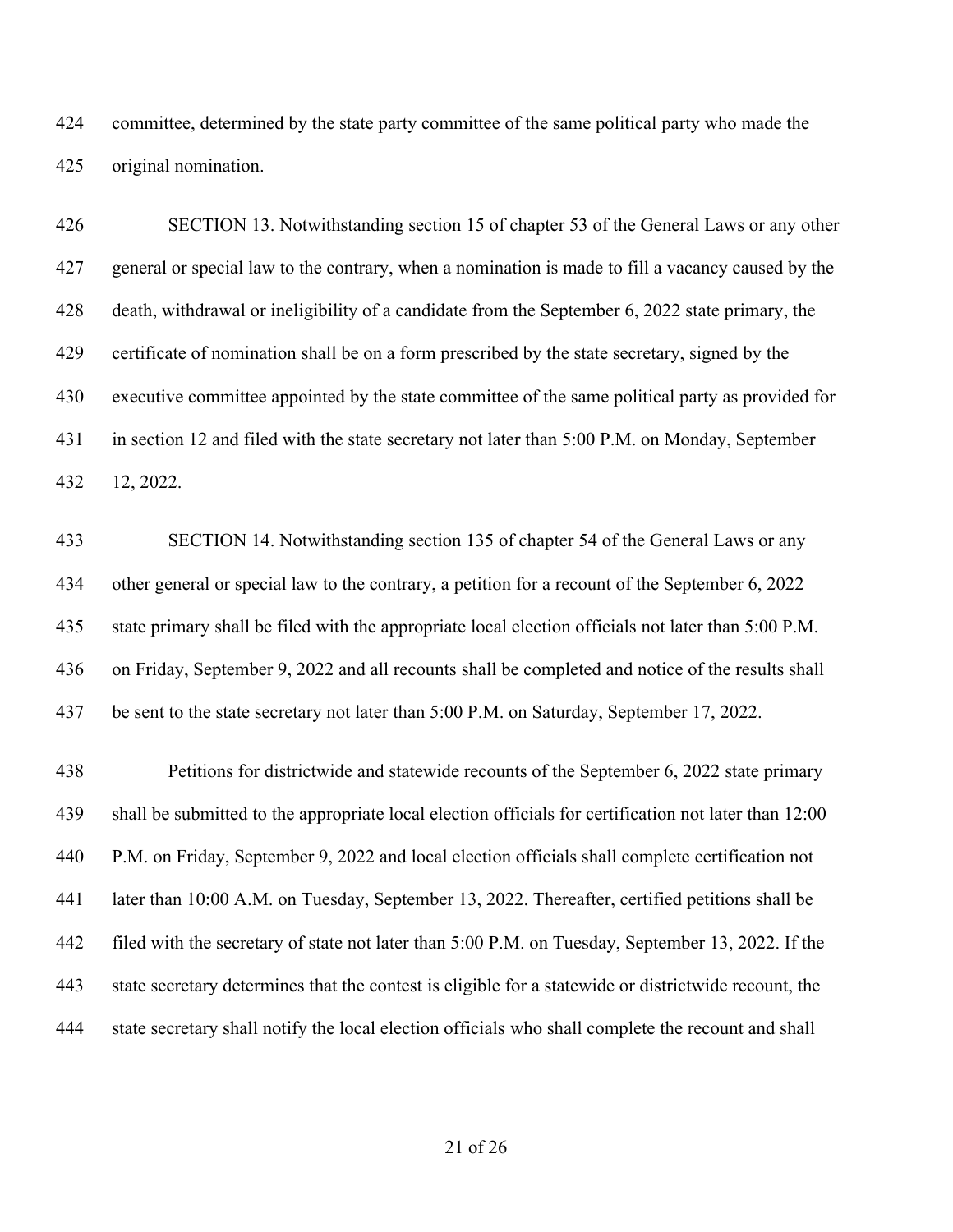committee, determined by the state party committee of the same political party who made the original nomination.

SECTION 13. Notwithstanding section 15 of chapter 53 of the General Laws or any other general or special law to the contrary, when a nomination is made to fill a vacancy caused by the death, withdrawal or ineligibility of a candidate from the September 6, 2022 state primary, the certificate of nomination shall be on a form prescribed by the state secretary, signed by the executive committee appointed by the state committee of the same political party as provided for in section 12 and filed with the state secretary not later than 5:00 P.M. on Monday, September 12, 2022.

SECTION 14. Notwithstanding section 135 of chapter 54 of the General Laws or any other general or special law to the contrary, a petition for a recount of the September 6, 2022 state primary shall be filed with the appropriate local election officials not later than 5:00 P.M. on Friday, September 9, 2022 and all recounts shall be completed and notice of the results shall be sent to the state secretary not later than 5:00 P.M. on Saturday, September 17, 2022.

Petitions for districtwide and statewide recounts of the September 6, 2022 state primary shall be submitted to the appropriate local election officials for certification not later than 12:00 P.M. on Friday, September 9, 2022 and local election officials shall complete certification not later than 10:00 A.M. on Tuesday, September 13, 2022. Thereafter, certified petitions shall be filed with the secretary of state not later than 5:00 P.M. on Tuesday, September 13, 2022. If the state secretary determines that the contest is eligible for a statewide or districtwide recount, the state secretary shall notify the local election officials who shall complete the recount and shall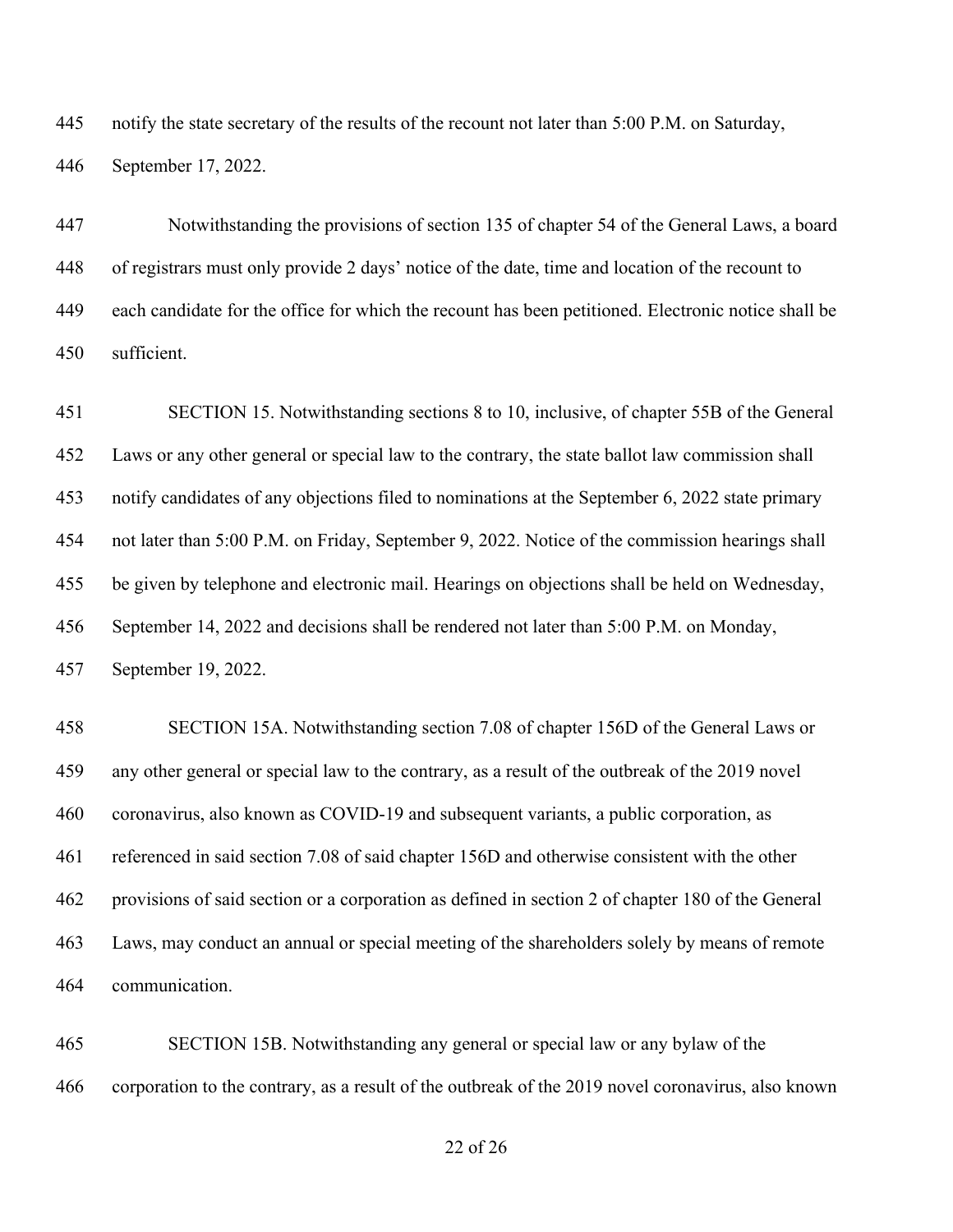notify the state secretary of the results of the recount not later than 5:00 P.M. on Saturday, September 17, 2022.

Notwithstanding the provisions of section 135 of chapter 54 of the General Laws, a board of registrars must only provide 2 days' notice of the date, time and location of the recount to each candidate for the office for which the recount has been petitioned. Electronic notice shall be sufficient.

SECTION 15. Notwithstanding sections 8 to 10, inclusive, of chapter 55B of the General Laws or any other general or special law to the contrary, the state ballot law commission shall notify candidates of any objections filed to nominations at the September 6, 2022 state primary not later than 5:00 P.M. on Friday, September 9, 2022. Notice of the commission hearings shall be given by telephone and electronic mail. Hearings on objections shall be held on Wednesday, September 14, 2022 and decisions shall be rendered not later than 5:00 P.M. on Monday, September 19, 2022.

SECTION 15A. Notwithstanding section 7.08 of chapter 156D of the General Laws or any other general or special law to the contrary, as a result of the outbreak of the 2019 novel coronavirus, also known as COVID-19 and subsequent variants, a public corporation, as referenced in said section 7.08 of said chapter 156D and otherwise consistent with the other provisions of said section or a corporation as defined in section 2 of chapter 180 of the General Laws, may conduct an annual or special meeting of the shareholders solely by means of remote communication.

SECTION 15B. Notwithstanding any general or special law or any bylaw of the corporation to the contrary, as a result of the outbreak of the 2019 novel coronavirus, also known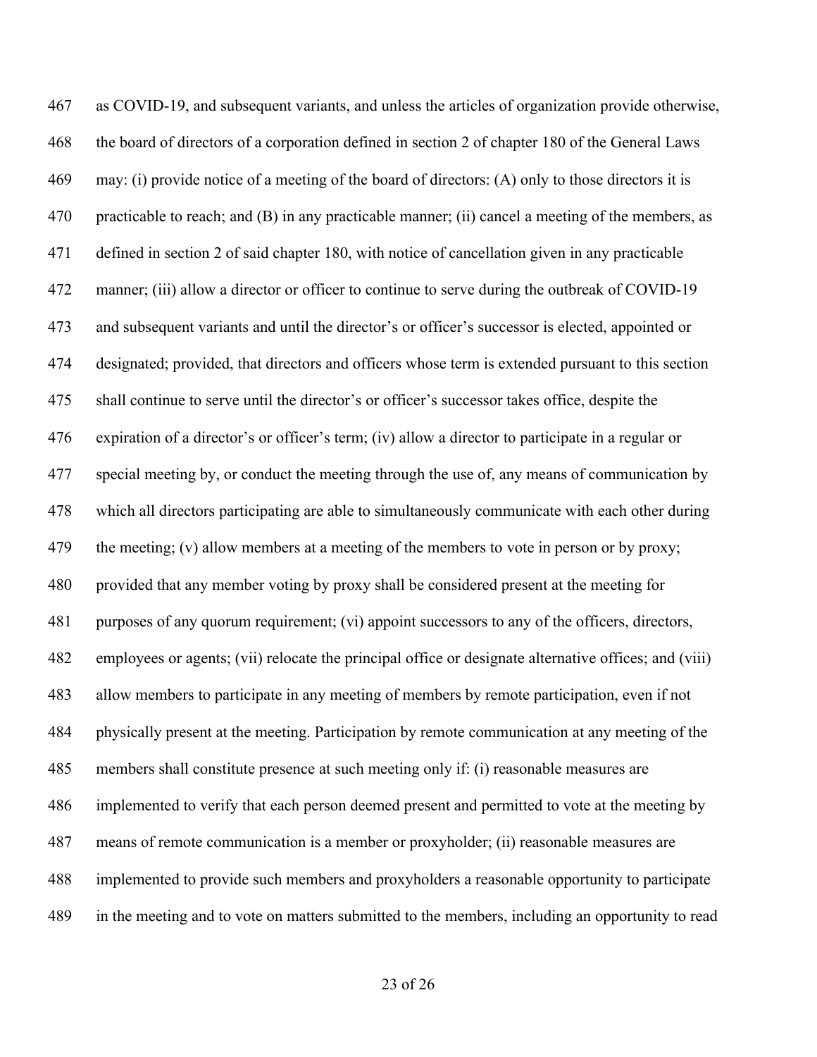as COVID-19, and subsequent variants, and unless the articles of organization provide otherwise, the board of directors of a corporation defined in section 2 of chapter 180 of the General Laws may: (i) provide notice of a meeting of the board of directors: (A) only to those directors it is practicable to reach; and (B) in any practicable manner; (ii) cancel a meeting of the members, as defined in section 2 of said chapter 180, with notice of cancellation given in any practicable manner; (iii) allow a director or officer to continue to serve during the outbreak of COVID-19 and subsequent variants and until the director's or officer's successor is elected, appointed or designated; provided, that directors and officers whose term is extended pursuant to this section shall continue to serve until the director's or officer's successor takes office, despite the expiration of a director's or officer's term; (iv) allow a director to participate in a regular or special meeting by, or conduct the meeting through the use of, any means of communication by which all directors participating are able to simultaneously communicate with each other during the meeting; (v) allow members at a meeting of the members to vote in person or by proxy; provided that any member voting by proxy shall be considered present at the meeting for purposes of any quorum requirement; (vi) appoint successors to any of the officers, directors, employees or agents; (vii) relocate the principal office or designate alternative offices; and (viii) allow members to participate in any meeting of members by remote participation, even if not physically present at the meeting. Participation by remote communication at any meeting of the members shall constitute presence at such meeting only if: (i) reasonable measures are implemented to verify that each person deemed present and permitted to vote at the meeting by means of remote communication is a member or proxyholder; (ii) reasonable measures are implemented to provide such members and proxyholders a reasonable opportunity to participate in the meeting and to vote on matters submitted to the members, including an opportunity to read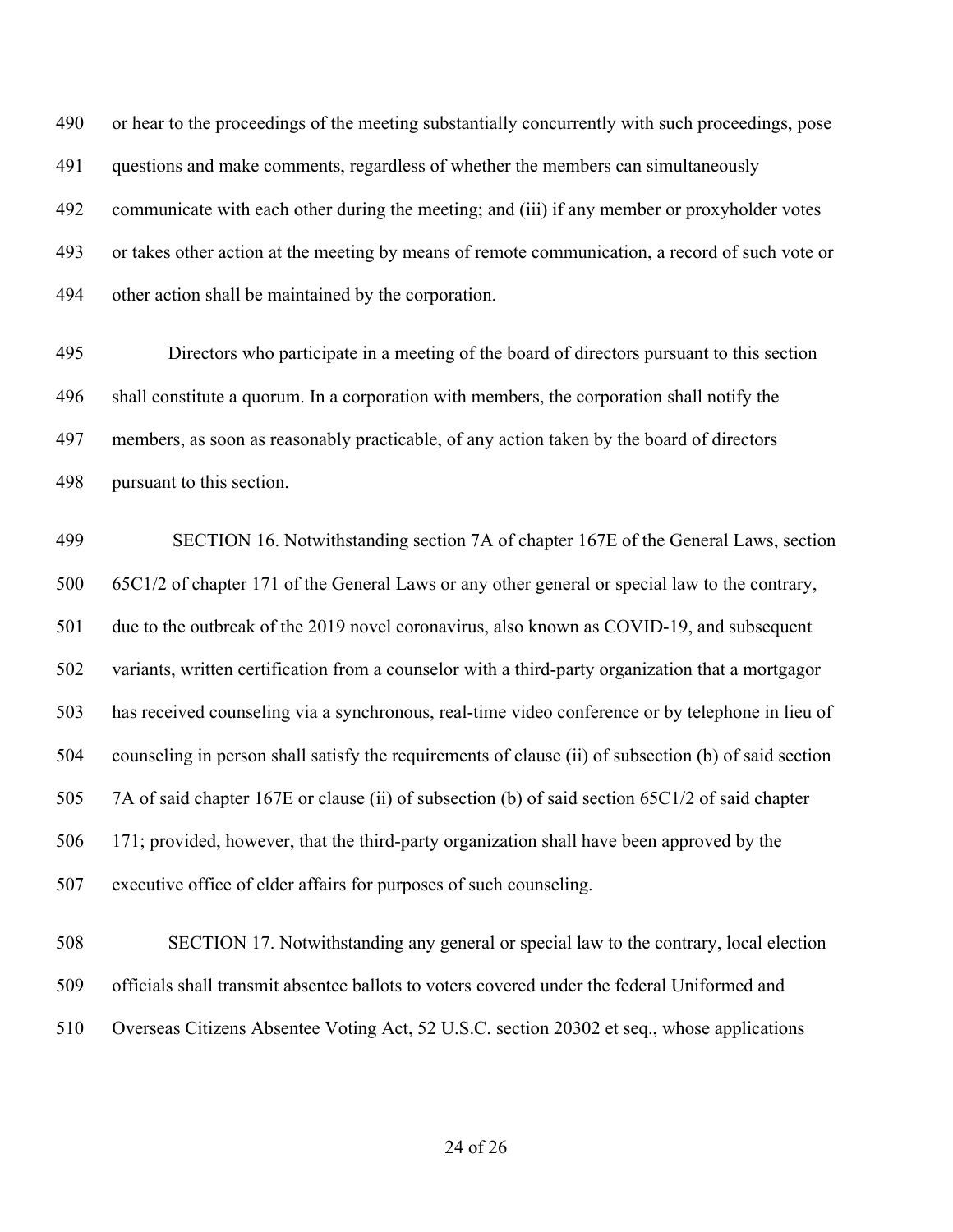or hear to the proceedings of the meeting substantially concurrently with such proceedings, pose questions and make comments, regardless of whether the members can simultaneously communicate with each other during the meeting; and (iii) if any member or proxyholder votes or takes other action at the meeting by means of remote communication, a record of such vote or other action shall be maintained by the corporation.

Directors who participate in a meeting of the board of directors pursuant to this section shall constitute a quorum. In a corporation with members, the corporation shall notify the members, as soon as reasonably practicable, of any action taken by the board of directors pursuant to this section.

SECTION 16. Notwithstanding section 7A of chapter 167E of the General Laws, section 65C1/2 of chapter 171 of the General Laws or any other general or special law to the contrary, due to the outbreak of the 2019 novel coronavirus, also known as COVID-19, and subsequent variants, written certification from a counselor with a third-party organization that a mortgagor has received counseling via a synchronous, real-time video conference or by telephone in lieu of counseling in person shall satisfy the requirements of clause (ii) of subsection (b) of said section 7A of said chapter 167E or clause (ii) of subsection (b) of said section 65C1/2 of said chapter 171; provided, however, that the third-party organization shall have been approved by the executive office of elder affairs for purposes of such counseling.

SECTION 17. Notwithstanding any general or special law to the contrary, local election officials shall transmit absentee ballots to voters covered under the federal Uniformed and Overseas Citizens Absentee Voting Act, 52 U.S.C. section 20302 et seq., whose applications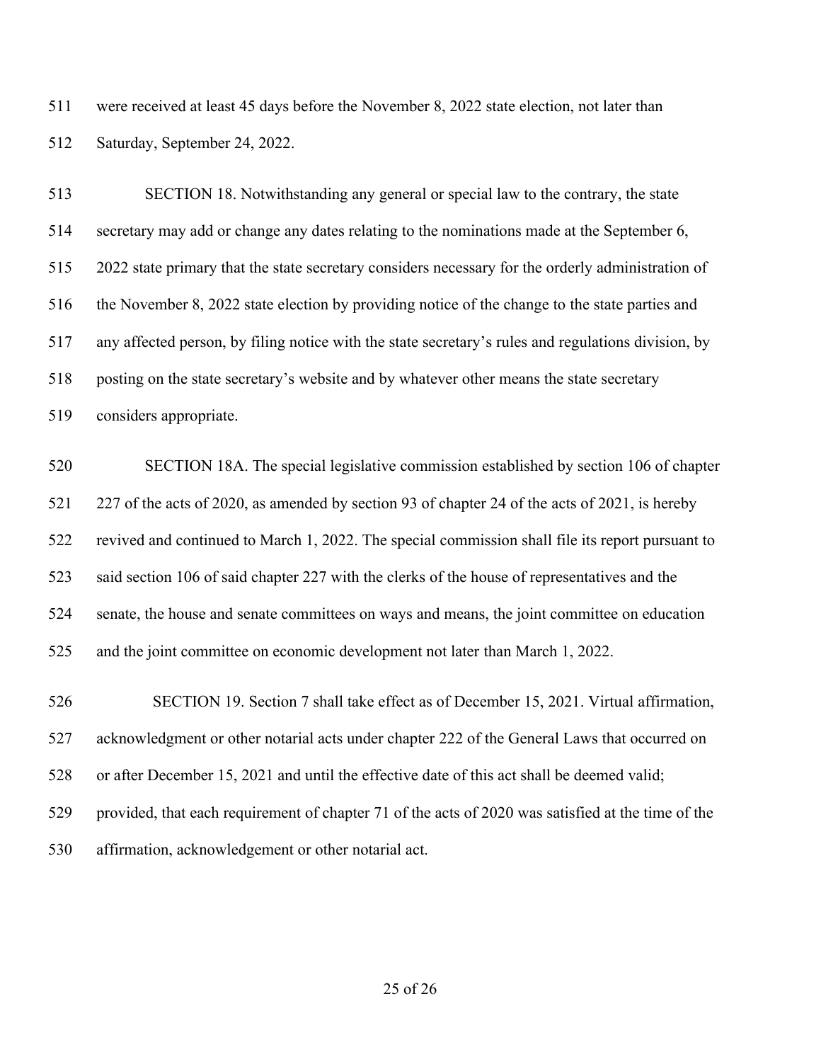were received at least 45 days before the November 8, 2022 state election, not later than Saturday, September 24, 2022.

SECTION 18. Notwithstanding any general or special law to the contrary, the state secretary may add or change any dates relating to the nominations made at the September 6, 2022 state primary that the state secretary considers necessary for the orderly administration of the November 8, 2022 state election by providing notice of the change to the state parties and any affected person, by filing notice with the state secretary's rules and regulations division, by posting on the state secretary's website and by whatever other means the state secretary considers appropriate.

SECTION 18A. The special legislative commission established by section 106 of chapter 227 of the acts of 2020, as amended by section 93 of chapter 24 of the acts of 2021, is hereby revived and continued to March 1, 2022. The special commission shall file its report pursuant to said section 106 of said chapter 227 with the clerks of the house of representatives and the senate, the house and senate committees on ways and means, the joint committee on education and the joint committee on economic development not later than March 1, 2022.

SECTION 19. Section 7 shall take effect as of December 15, 2021. Virtual affirmation, acknowledgment or other notarial acts under chapter 222 of the General Laws that occurred on or after December 15, 2021 and until the effective date of this act shall be deemed valid; provided, that each requirement of chapter 71 of the acts of 2020 was satisfied at the time of the affirmation, acknowledgement or other notarial act.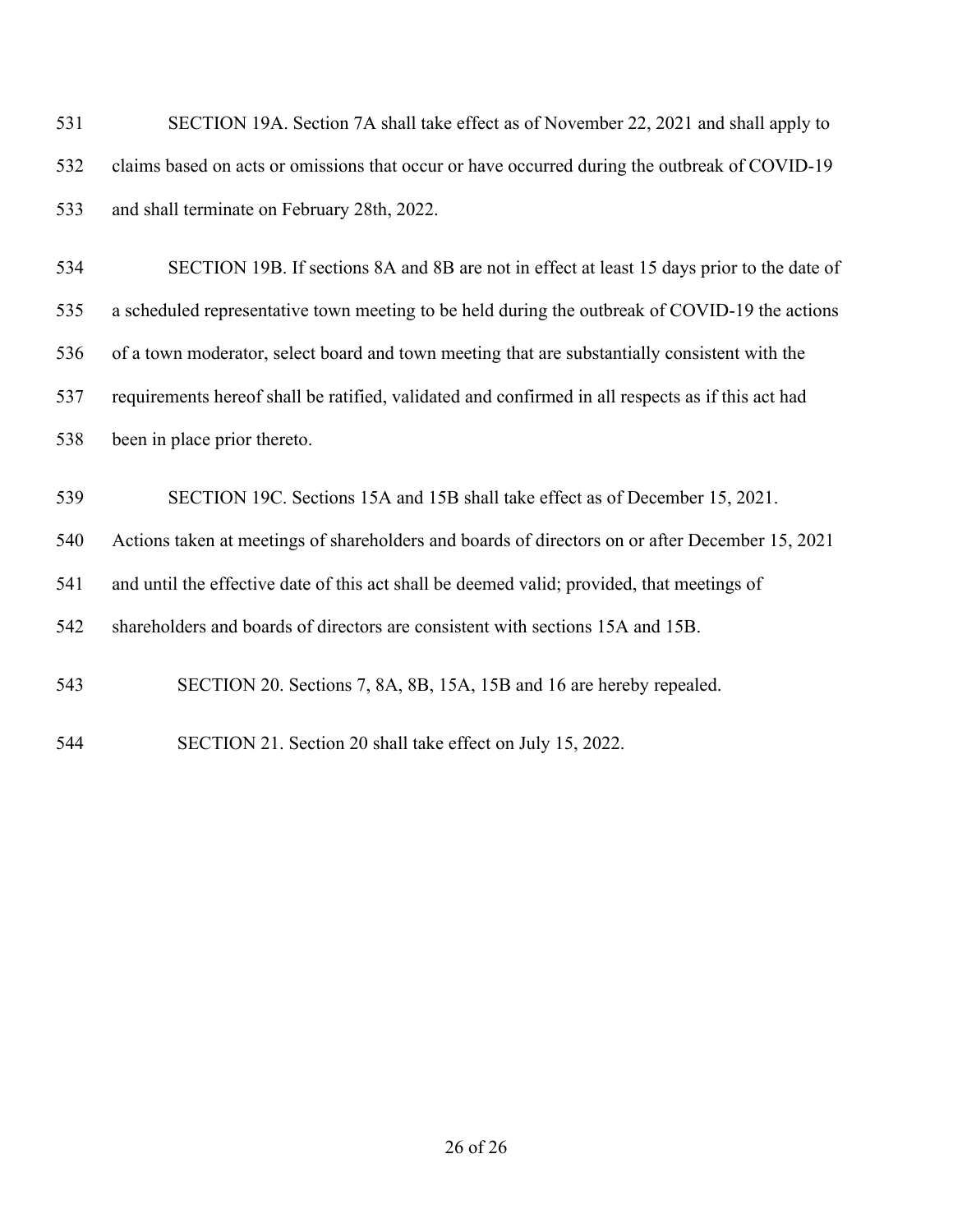SECTION 19A. Section 7A shall take effect as of November 22, 2021 and shall apply to claims based on acts or omissions that occur or have occurred during the outbreak of COVID-19 and shall terminate on February 28th, 2022.

SECTION 19B. If sections 8A and 8B are not in effect at least 15 days prior to the date of a scheduled representative town meeting to be held during the outbreak of COVID-19 the actions of a town moderator, select board and town meeting that are substantially consistent with the requirements hereof shall be ratified, validated and confirmed in all respects as if this act had been in place prior thereto.

SECTION 19C. Sections 15A and 15B shall take effect as of December 15, 2021. Actions taken at meetings of shareholders and boards of directors on or after December 15, 2021 and until the effective date of this act shall be deemed valid; provided, that meetings of shareholders and boards of directors are consistent with sections 15A and 15B.

SECTION 20. Sections 7, 8A, 8B, 15A, 15B and 16 are hereby repealed.

SECTION 21. Section 20 shall take effect on July 15, 2022.